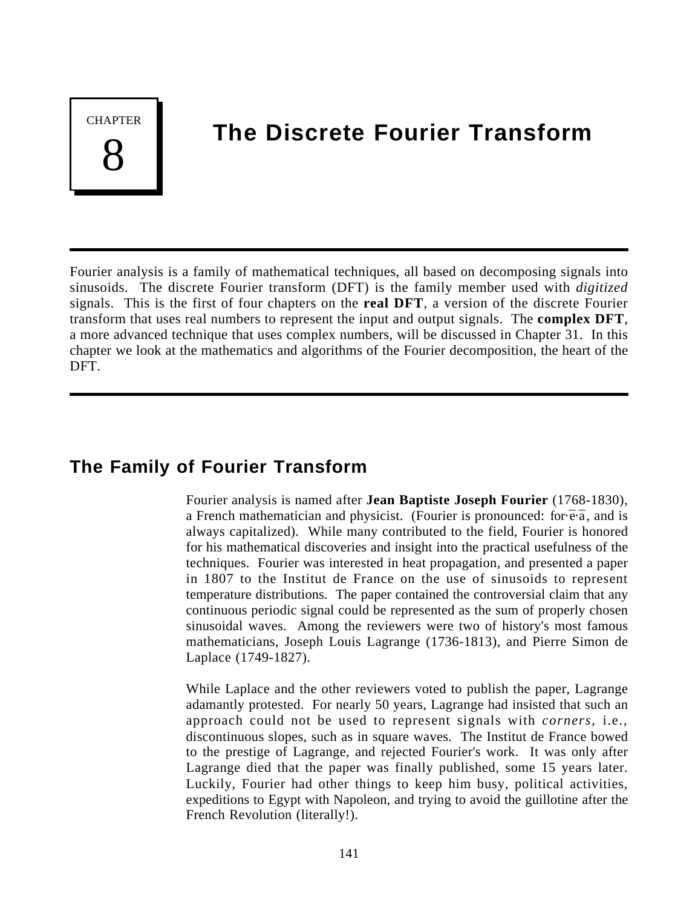CHAPTER

8

# The Discrete Fourier Transform

Fourier analysis is a family of mathematical techniques, all based on decomposing signals into sinusoids. The discrete Fourier transform (DFT) is the family member used with *digitized* signals. This is the first of four chapters on the **real DFT**, a version of the discrete Fourier transform that uses real numbers to represent the input and output signals. The **complex DFT**, a more advanced technique that uses complex numbers, will be discussed in Chapter 31. In this chapter we look at the mathematics and algorithms of the Fourier decomposition, the heart of the DFT.

## The Family of Fourier Transform

Fourier analysis is named after **Jean Baptiste Joseph Fourier** (1768-1830), a French mathematician and physicist. (Fourier is pronounced: for·ē·ā, and is always capitalized). While many contributed to the field, Fourier is honored for his mathematical discoveries and insight into the practical usefulness of the techniques. Fourier was interested in heat propagation, and presented a paper in 1807 to the Institut de France on the use of sinusoids to represent temperature distributions. The paper contained the controversial claim that any continuous periodic signal could be represented as the sum of properly chosen sinusoidal waves. Among the reviewers were two of history's most famous mathematicians, Joseph Louis Lagrange (1736-1813), and Pierre Simon de Laplace (1749-1827).

While Laplace and the other reviewers voted to publish the paper, Lagrange adamantly protested. For nearly 50 years, Lagrange had insisted that such an approach could not be used to represent signals with *corners*, i.e., discontinuous slopes, such as in square waves. The Institut de France bowed to the prestige of Lagrange, and rejected Fourier's work. It was only after Lagrange died that the paper was finally published, some 15 years later. Luckily, Fourier had other things to keep him busy, political activities, expeditions to Egypt with Napoleon, and trying to avoid the guillotine after the French Revolution (literally!).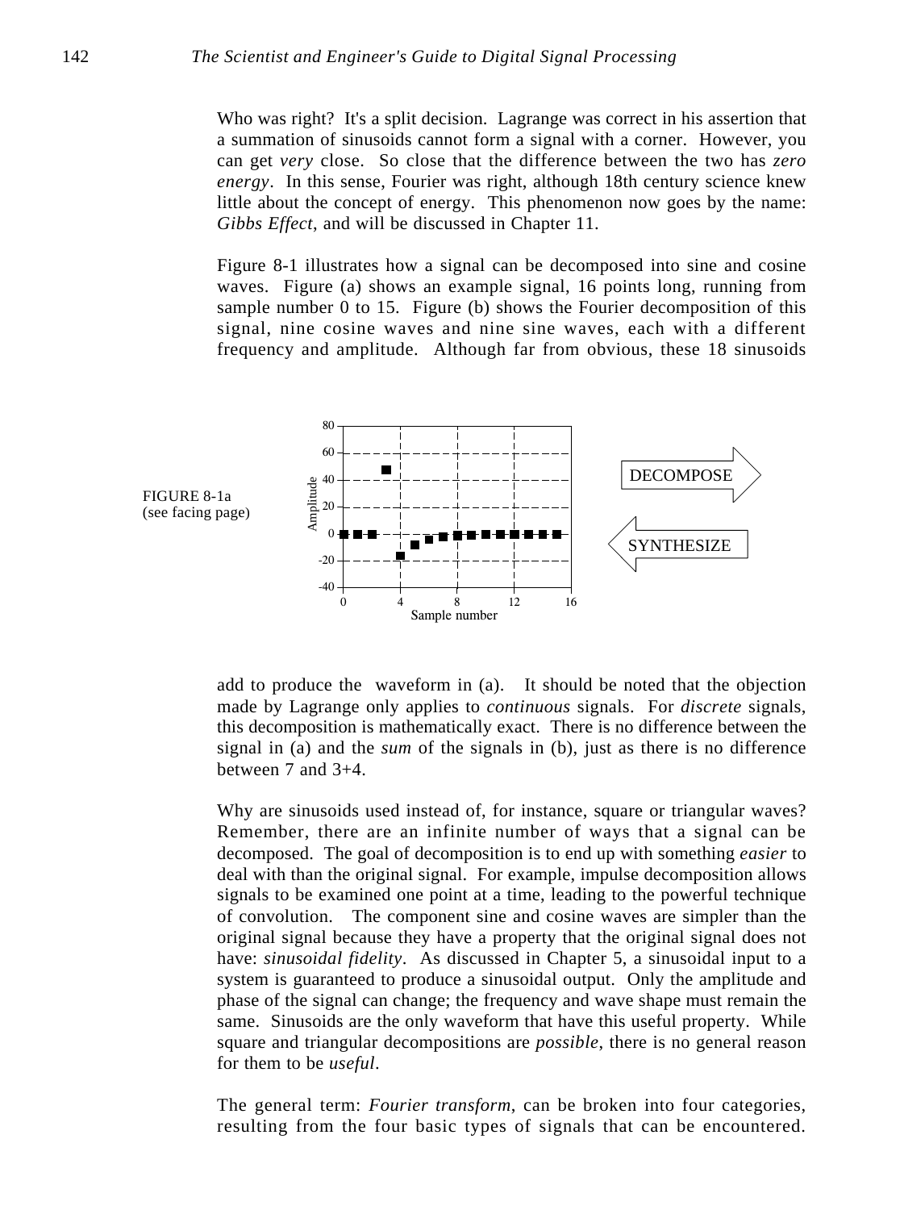Who was right? It's a split decision. Lagrange was correct in his assertion that a summation of sinusoids cannot form a signal with a corner. However, you can get *very* close. So close that the difference between the two has *zero energy*. In this sense, Fourier was right, although 18th century science knew little about the concept of energy. This phenomenon now goes by the name: *Gibbs Effect*, and will be discussed in Chapter 11.

Figure 8-1 illustrates how a signal can be decomposed into sine and cosine waves. Figure (a) shows an example signal, 16 points long, running from sample number 0 to 15. Figure (b) shows the Fourier decomposition of this signal, nine cosine waves and nine sine waves, each with a different frequency and amplitude. Although far from obvious, these 18 sinusoids add to produce the waveform in (a). It should be noted that the objection made by Lagrange only applies to *continuous* signals. For *discrete* signals, this decomposition is mathematically exact. There is no difference between the signal in (a) and the *sum* of the signals in (b), just as there is no difference between 7 and 3+4.

FIGURE 8-1a
(see facing page)

Why are sinusoids used instead of, for instance, square or triangular waves? Remember, there are an infinite number of ways that a signal can be decomposed. The goal of decomposition is to end up with something *easier* to deal with than the original signal. For example, impulse decomposition allows signals to be examined one point at a time, leading to the powerful technique of convolution. The component sine and cosine waves are simpler than the original signal because they have a property that the original signal does not have: *sinusoidal fidelity*. As discussed in Chapter 5, a sinusoidal input to a system is guaranteed to produce a sinusoidal output. Only the amplitude and phase of the signal can change; the frequency and wave shape must remain the same. Sinusoids are the only waveform that have this useful property. While square and triangular decompositions are *possible*, there is no general reason for them to be *useful*.

The general term: *Fourier transform*, can be broken into four categories, resulting from the four basic types of signals that can be encountered.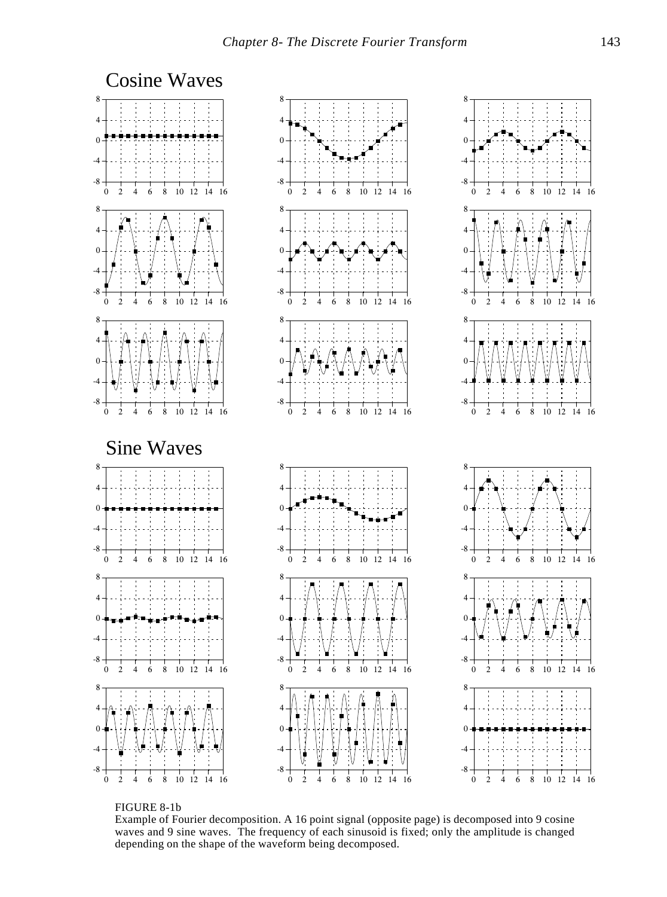Cosine Waves

Sine Waves

FIGURE 8-1b
Example of Fourier decomposition. A 16 point signal (opposite page) is decomposed into 9 cosine waves and 9 sine waves. The frequency of each sinusoid is fixed; only the amplitude is changed depending on the shape of the waveform being decomposed.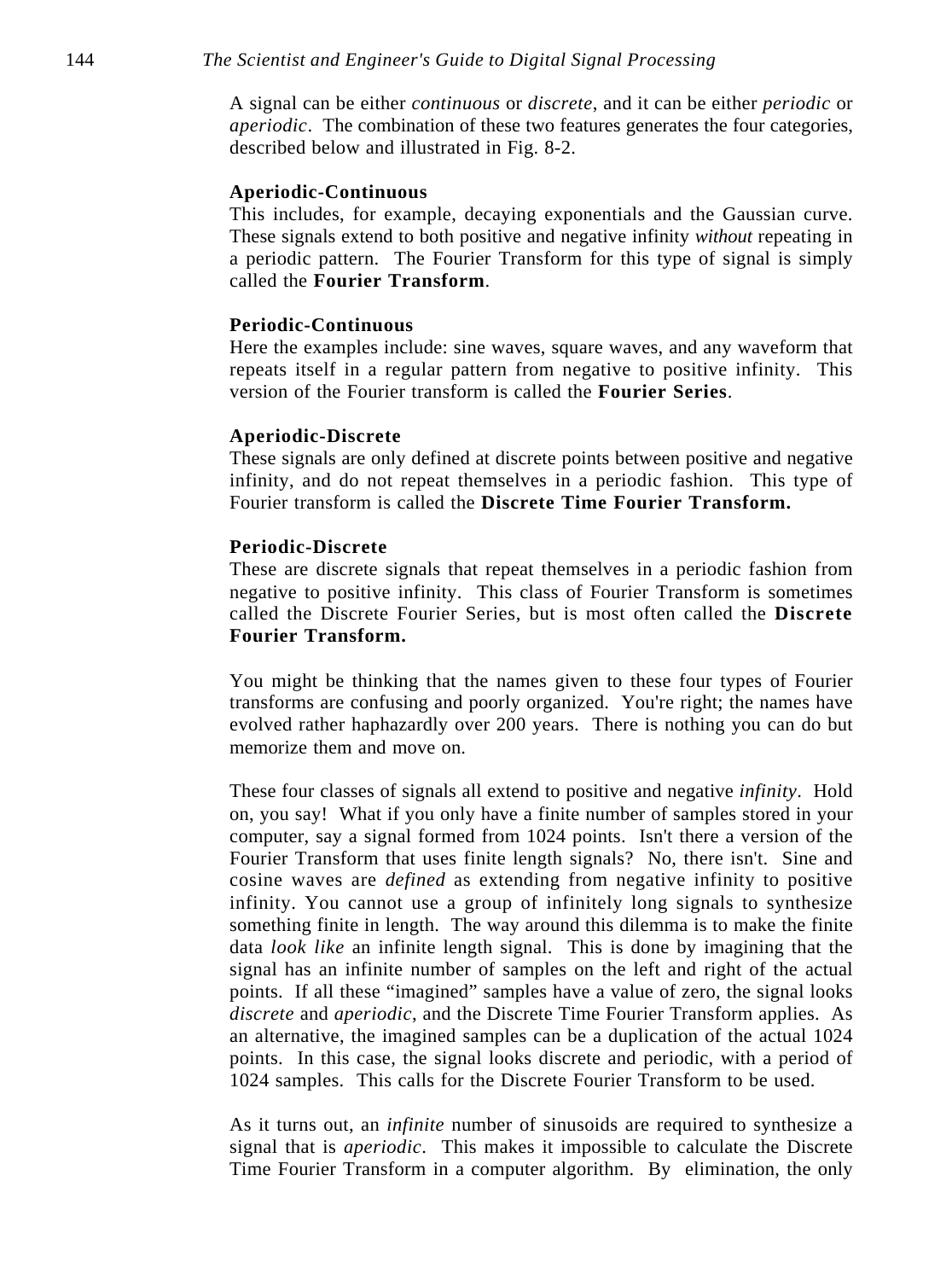A signal can be either *continuous* or *discrete*, and it can be either *periodic* or *aperiodic*. The combination of these two features generates the four categories, described below and illustrated in Fig. 8-2.

**Aperiodic-Continuous**
This includes, for example, decaying exponentials and the Gaussian curve. These signals extend to both positive and negative infinity *without* repeating in a periodic pattern. The Fourier Transform for this type of signal is simply called the **Fourier Transform**.

**Periodic-Continuous**
Here the examples include: sine waves, square waves, and any waveform that repeats itself in a regular pattern from negative to positive infinity. This version of the Fourier transform is called the **Fourier Series**.

**Aperiodic-Discrete**
These signals are only defined at discrete points between positive and negative infinity, and do not repeat themselves in a periodic fashion. This type of Fourier transform is called the **Discrete Time Fourier Transform.**

**Periodic-Discrete**
These are discrete signals that repeat themselves in a periodic fashion from negative to positive infinity. This class of Fourier Transform is sometimes called the Discrete Fourier Series, but is most often called the **Discrete Fourier Transform.**

You might be thinking that the names given to these four types of Fourier transforms are confusing and poorly organized. You're right; the names have evolved rather haphazardly over 200 years. There is nothing you can do but memorize them and move on.

These four classes of signals all extend to positive and negative *infinity*. Hold on, you say! What if you only have a finite number of samples stored in your computer, say a signal formed from 1024 points. Isn't there a version of the Fourier Transform that uses finite length signals? No, there isn't. Sine and cosine waves are *defined* as extending from negative infinity to positive infinity. You cannot use a group of infinitely long signals to synthesize something finite in length. The way around this dilemma is to make the finite data *look like* an infinite length signal. This is done by imagining that the signal has an infinite number of samples on the left and right of the actual points. If all these "imagined" samples have a value of zero, the signal looks *discrete* and *aperiodic*, and the Discrete Time Fourier Transform applies. As an alternative, the imagined samples can be a duplication of the actual 1024 points. In this case, the signal looks discrete and periodic, with a period of 1024 samples. This calls for the Discrete Fourier Transform to be used.

As it turns out, an *infinite* number of sinusoids are required to synthesize a signal that is *aperiodic*. This makes it impossible to calculate the Discrete Time Fourier Transform in a computer algorithm. By elimination, the only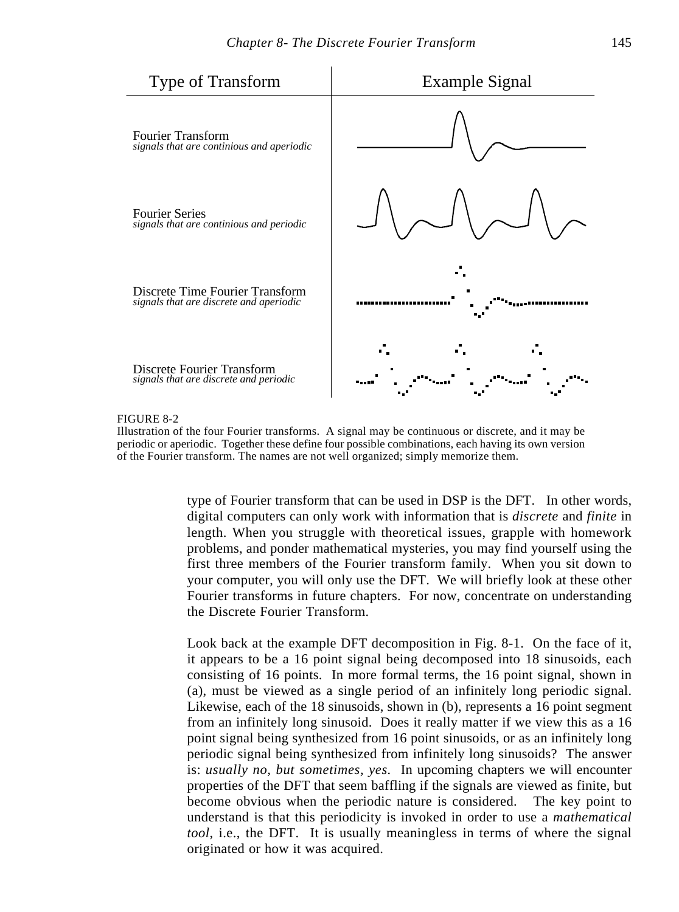| Type of Transform | Example Signal |
| --- | --- |
| Fourier Transform *signals that are continious and aperiodic* | |
| Fourier Series *signals that are continious and periodic* | |
| Discrete Time Fourier Transform *signals that are discrete and aperiodic* | |
| Discrete Fourier Transform *signals that are discrete and periodic* | |

FIGURE 8-2
Illustration of the four Fourier transforms. A signal may be continuous or discrete, and it may be periodic or aperiodic. Together these define four possible combinations, each having its own version of the Fourier transform. The names are not well organized; simply memorize them.

type of Fourier transform that can be used in DSP is the DFT. In other words, digital computers can only work with information that is *discrete* and *finite* in length. When you struggle with theoretical issues, grapple with homework problems, and ponder mathematical mysteries, you may find yourself using the first three members of the Fourier transform family. When you sit down to your computer, you will only use the DFT. We will briefly look at these other Fourier transforms in future chapters. For now, concentrate on understanding the Discrete Fourier Transform.

Look back at the example DFT decomposition in Fig. 8-1. On the face of it, it appears to be a 16 point signal being decomposed into 18 sinusoids, each consisting of 16 points. In more formal terms, the 16 point signal, shown in (a), must be viewed as a single period of an infinitely long periodic signal. Likewise, each of the 18 sinusoids, shown in (b), represents a 16 point segment from an infinitely long sinusoid. Does it really matter if we view this as a 16 point signal being synthesized from 16 point sinusoids, or as an infinitely long periodic signal being synthesized from infinitely long sinusoids? The answer is: *usually no, but sometimes, yes.* In upcoming chapters we will encounter properties of the DFT that seem baffling if the signals are viewed as finite, but become obvious when the periodic nature is considered. The key point to understand is that this periodicity is invoked in order to use a *mathematical tool*, i.e., the DFT. It is usually meaningless in terms of where the signal originated or how it was acquired.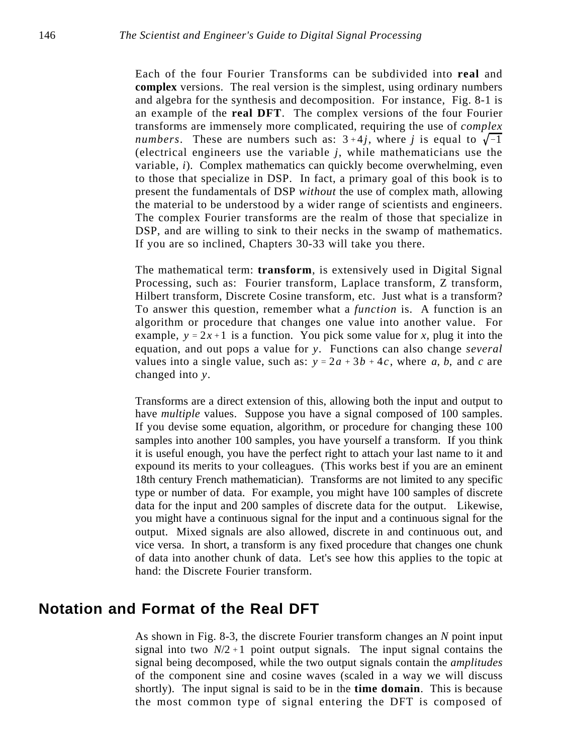Each of the four Fourier Transforms can be subdivided into **real** and **complex** versions. The real version is the simplest, using ordinary numbers and algebra for the synthesis and decomposition. For instance, Fig. 8-1 is an example of the **real DFT**. The complex versions of the four Fourier transforms are immensely more complicated, requiring the use of *complex numbers*. These are numbers such as: $3+4j$, where $j$ is equal to $\sqrt{-1}$ (electrical engineers use the variable $j$, while mathematicians use the variable, $i$). Complex mathematics can quickly become overwhelming, even to those that specialize in DSP. In fact, a primary goal of this book is to present the fundamentals of DSP *without* the use of complex math, allowing the material to be understood by a wider range of scientists and engineers. The complex Fourier transforms are the realm of those that specialize in DSP, and are willing to sink to their necks in the swamp of mathematics. If you are so inclined, Chapters 30-33 will take you there.

The mathematical term: **transform**, is extensively used in Digital Signal Processing, such as: Fourier transform, Laplace transform, Z transform, Hilbert transform, Discrete Cosine transform, etc. Just what is a transform? To answer this question, remember what a *function* is. A function is an algorithm or procedure that changes one value into another value. For example, $y = 2x + 1$ is a function. You pick some value for $x$, plug it into the equation, and out pops a value for $y$. Functions can also change *several* values into a single value, such as: $y = 2a + 3b + 4c$, where $a$, $b$, and $c$ are changed into $y$.

Transforms are a direct extension of this, allowing both the input and output to have *multiple* values. Suppose you have a signal composed of 100 samples. If you devise some equation, algorithm, or procedure for changing these 100 samples into another 100 samples, you have yourself a transform. If you think it is useful enough, you have the perfect right to attach your last name to it and expound its merits to your colleagues. (This works best if you are an eminent 18th century French mathematician). Transforms are not limited to any specific type or number of data. For example, you might have 100 samples of discrete data for the input and 200 samples of discrete data for the output. Likewise, you might have a continuous signal for the input and a continuous signal for the output. Mixed signals are also allowed, discrete in and continuous out, and vice versa. In short, a transform is any fixed procedure that changes one chunk of data into another chunk of data. Let's see how this applies to the topic at hand: the Discrete Fourier transform.

## Notation and Format of the Real DFT

As shown in Fig. 8-3, the discrete Fourier transform changes an $N$ point input signal into two $N/2+1$ point output signals. The input signal contains the signal being decomposed, while the two output signals contain the *amplitudes* of the component sine and cosine waves (scaled in a way we will discuss shortly). The input signal is said to be in the **time domain**. This is because the most common type of signal entering the DFT is composed of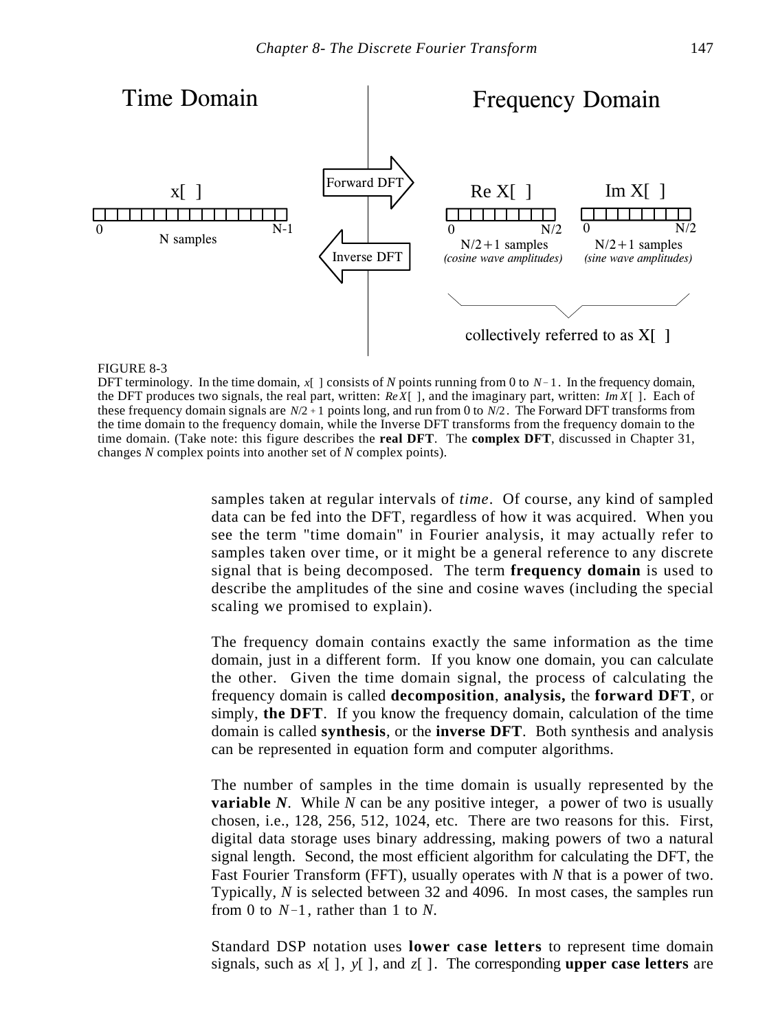Time Domain

Frequency Domain

x[ ]

0 N-1

N samples

Forward DFT

Inverse DFT

Re X[ ]

0 N/2

N/2+1 samples

*(cosine wave amplitudes)*

Im X[ ]

0 N/2

N/2+1 samples

*(sine wave amplitudes)*

collectively referred to as X[ ]

FIGURE 8-3
DFT terminology. In the time domain, *x*[ ] consists of *N* points running from 0 to $N-1$. In the frequency domain, the DFT produces two signals, the real part, written: *Re X*[ ], and the imaginary part, written: *Im X*[ ]. Each of these frequency domain signals are $N/2+1$ points long, and run from 0 to $N/2$. The Forward DFT transforms from the time domain to the frequency domain, while the Inverse DFT transforms from the frequency domain to the time domain. (Take note: this figure describes the **real DFT**. The **complex DFT**, discussed in Chapter 31, changes *N* complex points into another set of *N* complex points).

samples taken at regular intervals of *time*. Of course, any kind of sampled data can be fed into the DFT, regardless of how it was acquired. When you see the term "time domain" in Fourier analysis, it may actually refer to samples taken over time, or it might be a general reference to any discrete signal that is being decomposed. The term **frequency domain** is used to describe the amplitudes of the sine and cosine waves (including the special scaling we promised to explain).

The frequency domain contains exactly the same information as the time domain, just in a different form. If you know one domain, you can calculate the other. Given the time domain signal, the process of calculating the frequency domain is called **decomposition**, **analysis,** the **forward DFT**, or simply, **the DFT**. If you know the frequency domain, calculation of the time domain is called **synthesis**, or the **inverse DFT**. Both synthesis and analysis can be represented in equation form and computer algorithms.

The number of samples in the time domain is usually represented by the **variable *N***. While *N* can be any positive integer, a power of two is usually chosen, i.e., 128, 256, 512, 1024, etc. There are two reasons for this. First, digital data storage uses binary addressing, making powers of two a natural signal length. Second, the most efficient algorithm for calculating the DFT, the Fast Fourier Transform (FFT), usually operates with *N* that is a power of two. Typically, *N* is selected between 32 and 4096. In most cases, the samples run from 0 to $N-1$, rather than 1 to *N*.

Standard DSP notation uses **lower case letters** to represent time domain signals, such as *x*[ ], *y*[ ], and *z*[ ]. The corresponding **upper case letters** are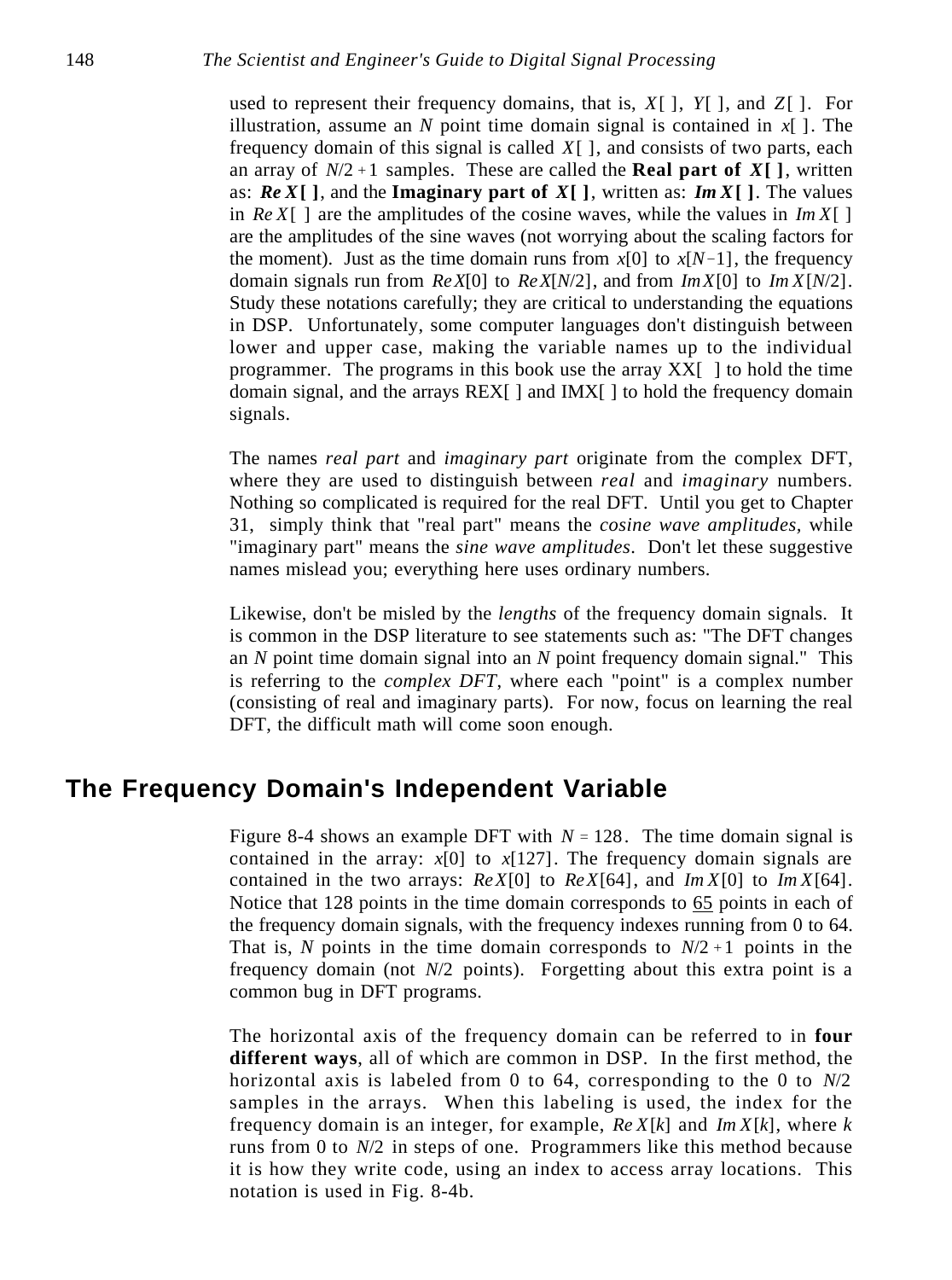used to represent their frequency domains, that is, $X[\ ]$, $Y[\ ]$, and $Z[\ ]$. For illustration, assume an $N$ point time domain signal is contained in $x[\ ]$. The frequency domain of this signal is called $X[\ ]$, and consists of two parts, each an array of $N/2+1$ samples. These are called the **Real part of** $\boldsymbol{X[\ ]}$, written as: $\boldsymbol{Re\,X[\ ]}$, and the **Imaginary part of** $\boldsymbol{X[\ ]}$, written as: $\boldsymbol{Im\,X[\ ]}$. The values in $Re\,X[\ ]$ are the amplitudes of the cosine waves, while the values in $Im\,X[\ ]$ are the amplitudes of the sine waves (not worrying about the scaling factors for the moment). Just as the time domain runs from $x[0]$ to $x[N-1]$, the frequency domain signals run from $Re\,X[0]$ to $Re\,X[N/2]$, and from $Im\,X[0]$ to $Im\,X[N/2]$. Study these notations carefully; they are critical to understanding the equations in DSP. Unfortunately, some computer languages don't distinguish between lower and upper case, making the variable names up to the individual programmer. The programs in this book use the array XX[ ] to hold the time domain signal, and the arrays REX[ ] and IMX[ ] to hold the frequency domain signals.

The names *real part* and *imaginary part* originate from the complex DFT, where they are used to distinguish between *real* and *imaginary* numbers. Nothing so complicated is required for the real DFT. Until you get to Chapter 31, simply think that "real part" means the *cosine wave amplitudes*, while "imaginary part" means the *sine wave amplitudes*. Don't let these suggestive names mislead you; everything here uses ordinary numbers.

Likewise, don't be misled by the *lengths* of the frequency domain signals. It is common in the DSP literature to see statements such as: "The DFT changes an $N$ point time domain signal into an $N$ point frequency domain signal." This is referring to the *complex DFT*, where each "point" is a complex number (consisting of real and imaginary parts). For now, focus on learning the real DFT, the difficult math will come soon enough.

## The Frequency Domain's Independent Variable

Figure 8-4 shows an example DFT with $N = 128$. The time domain signal is contained in the array: $x[0]$ to $x[127]$. The frequency domain signals are contained in the two arrays: $Re\,X[0]$ to $Re\,X[64]$, and $Im\,X[0]$ to $Im\,X[64]$. Notice that 128 points in the time domain corresponds to 65 points in each of the frequency domain signals, with the frequency indexes running from 0 to 64. That is, $N$ points in the time domain corresponds to $N/2+1$ points in the frequency domain (not $N/2$ points). Forgetting about this extra point is a common bug in DFT programs.

The horizontal axis of the frequency domain can be referred to in **four different ways**, all of which are common in DSP. In the first method, the horizontal axis is labeled from 0 to 64, corresponding to the 0 to $N/2$ samples in the arrays. When this labeling is used, the index for the frequency domain is an integer, for example, $Re\,X[k]$ and $Im\,X[k]$, where $k$ runs from 0 to $N/2$ in steps of one. Programmers like this method because it is how they write code, using an index to access array locations. This notation is used in Fig. 8-4b.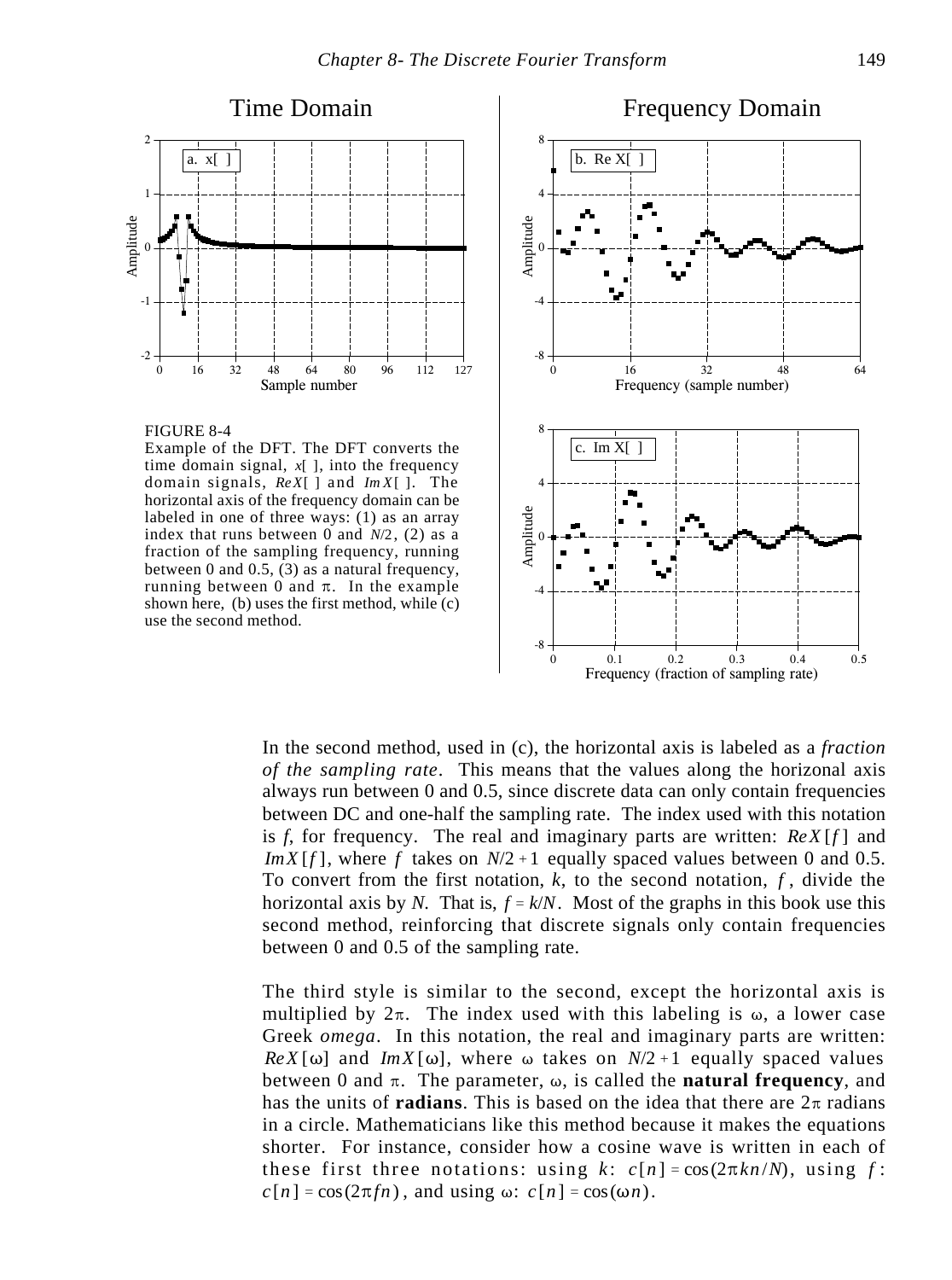FIGURE 8-4
Example of the DFT. The DFT converts the time domain signal, $x[\ ]$, into the frequency domain signals, $ReX[\ ]$ and $ImX[\ ]$. The horizontal axis of the frequency domain can be labeled in one of three ways: (1) as an array index that runs between 0 and $N/2$, (2) as a fraction of the sampling frequency, running between 0 and 0.5, (3) as a natural frequency, running between 0 and $\pi$. In the example shown here, (b) uses the first method, while (c) use the second method.

In the second method, used in (c), the horizontal axis is labeled as a *fraction of the sampling rate*. This means that the values along the horizonal axis always run between 0 and 0.5, since discrete data can only contain frequencies between DC and one-half the sampling rate. The index used with this notation is $f$, for frequency. The real and imaginary parts are written: $ReX[f]$ and $ImX[f]$, where $f$ takes on $N/2+1$ equally spaced values between 0 and 0.5. To convert from the first notation, $k$, to the second notation, $f$, divide the horizontal axis by $N$. That is, $f = k/N$. Most of the graphs in this book use this second method, reinforcing that discrete signals only contain frequencies between 0 and 0.5 of the sampling rate.

The third style is similar to the second, except the horizontal axis is multiplied by $2\pi$. The index used with this labeling is $\omega$, a lower case Greek *omega*. In this notation, the real and imaginary parts are written: $ReX[\omega]$ and $ImX[\omega]$, where $\omega$ takes on $N/2+1$ equally spaced values between 0 and $\pi$. The parameter, $\omega$, is called the **natural frequency**, and has the units of **radians**. This is based on the idea that there are $2\pi$ radians in a circle. Mathematicians like this method because it makes the equations shorter. For instance, consider how a cosine wave is written in each of these first three notations: using $k$: $c[n] = \cos(2\pi kn/N)$, using $f$: $c[n] = \cos(2\pi fn)$, and using $\omega$: $c[n] = \cos(\omega n)$.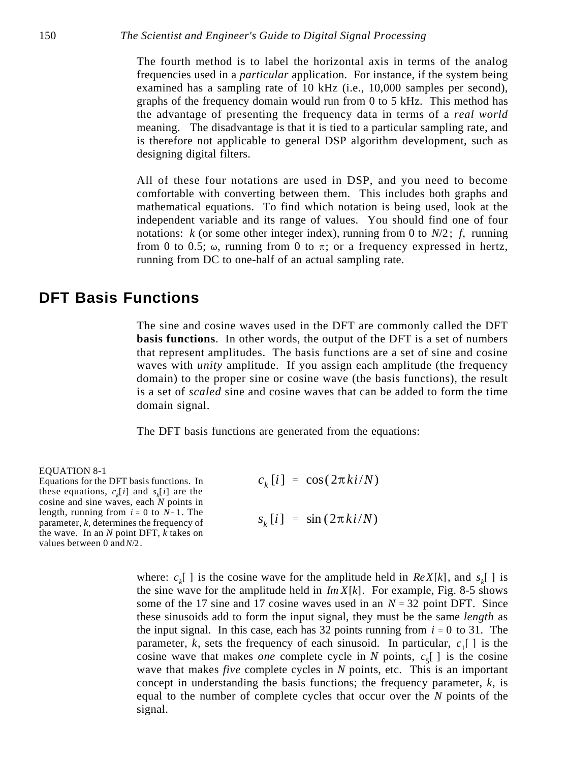The fourth method is to label the horizontal axis in terms of the analog frequencies used in a *particular* application. For instance, if the system being examined has a sampling rate of 10 kHz (i.e., 10,000 samples per second), graphs of the frequency domain would run from 0 to 5 kHz. This method has the advantage of presenting the frequency data in terms of a *real world* meaning. The disadvantage is that it is tied to a particular sampling rate, and is therefore not applicable to general DSP algorithm development, such as designing digital filters.

All of these four notations are used in DSP, and you need to become comfortable with converting between them. This includes both graphs and mathematical equations. To find which notation is being used, look at the independent variable and its range of values. You should find one of four notations: $k$ (or some other integer index), running from 0 to $N/2$; $f$, running from 0 to 0.5; $\omega$, running from 0 to $\pi$; or a frequency expressed in hertz, running from DC to one-half of an actual sampling rate.

## DFT Basis Functions

The sine and cosine waves used in the DFT are commonly called the DFT **basis functions**. In other words, the output of the DFT is a set of numbers that represent amplitudes. The basis functions are a set of sine and cosine waves with *unity* amplitude. If you assign each amplitude (the frequency domain) to the proper sine or cosine wave (the basis functions), the result is a set of *scaled* sine and cosine waves that can be added to form the time domain signal.

The DFT basis functions are generated from the equations:

$$c_k[i] = \cos(2\pi ki/N)$$

$$s_k[i] = \sin(2\pi ki/N)$$

EQUATION 8-1
Equations for the DFT basis functions. In these equations, $c_k[i]$ and $s_k[i]$ are the cosine and sine waves, each $N$ points in length, running from $i = 0$ to $N-1$. The parameter, $k$, determines the frequency of the wave. In an $N$ point DFT, $k$ takes on values between 0 and $N/2$.

where: $c_k[\ ]$ is the cosine wave for the amplitude held in $ReX[k]$, and $s_k[\ ]$ is the sine wave for the amplitude held in $ImX[k]$. For example, Fig. 8-5 shows some of the 17 sine and 17 cosine waves used in an $N = 32$ point DFT. Since these sinusoids add to form the input signal, they must be the same *length* as the input signal. In this case, each has 32 points running from $i = 0$ to 31. The parameter, $k$, sets the frequency of each sinusoid. In particular, $c_1[\ ]$ is the cosine wave that makes *one* complete cycle in $N$ points, $c_5[\ ]$ is the cosine wave that makes *five* complete cycles in $N$ points, etc. This is an important concept in understanding the basis functions; the frequency parameter, $k$, is equal to the number of complete cycles that occur over the $N$ points of the signal.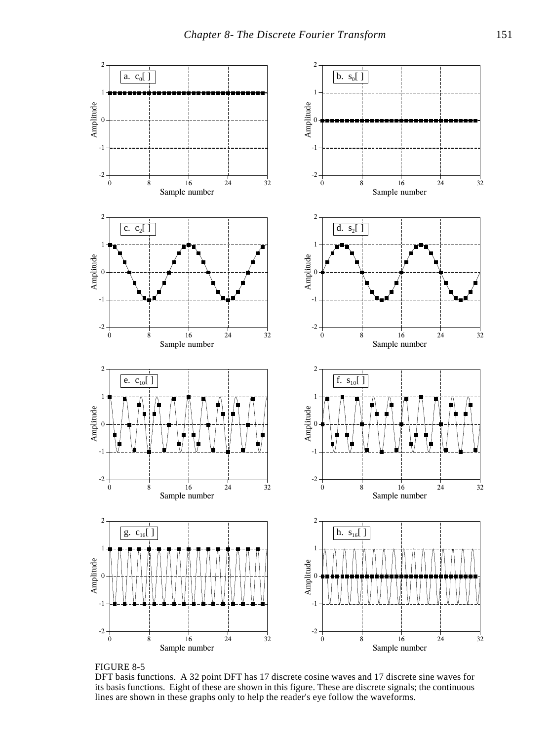FIGURE 8-5
DFT basis functions. A 32 point DFT has 17 discrete cosine waves and 17 discrete sine waves for its basis functions. Eight of these are shown in this figure. These are discrete signals; the continuous lines are shown in these graphs only to help the reader's eye follow the waveforms.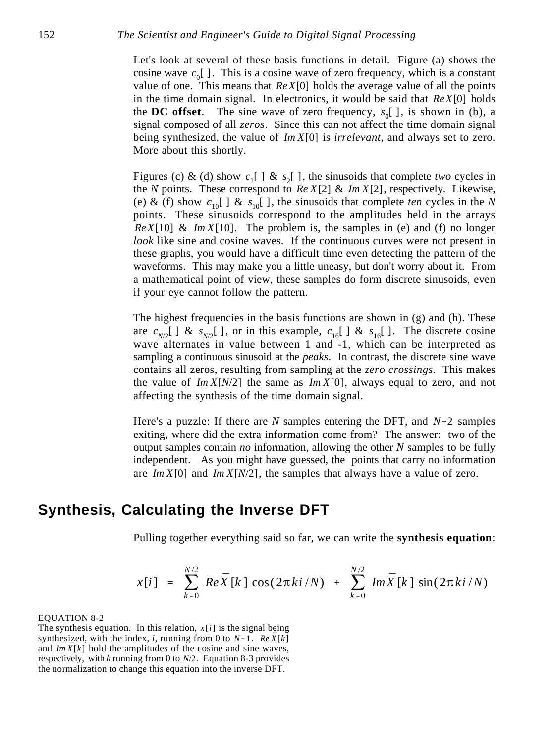Let's look at several of these basis functions in detail. Figure (a) shows the cosine wave $c_0[\ ]$. This is a cosine wave of zero frequency, which is a constant value of one. This means that $Re X[0]$ holds the average value of all the points in the time domain signal. In electronics, it would be said that $Re X[0]$ holds the **DC offset**. The sine wave of zero frequency, $s_0[\ ]$, is shown in (b), a signal composed of all *zeros*. Since this can not affect the time domain signal being synthesized, the value of $Im X[0]$ is *irrelevant*, and always set to zero. More about this shortly.

Figures (c) & (d) show $c_2[\ ]$ & $s_2[\ ]$, the sinusoids that complete *two* cycles in the $N$ points. These correspond to $Re X[2]$ & $Im X[2]$, respectively. Likewise, (e) & (f) show $c_{10}[\ ]$ & $s_{10}[\ ]$, the sinusoids that complete *ten* cycles in the $N$ points. These sinusoids correspond to the amplitudes held in the arrays $Re X[10]$ & $Im X[10]$. The problem is, the samples in (e) and (f) no longer *look* like sine and cosine waves. If the continuous curves were not present in these graphs, you would have a difficult time even detecting the pattern of the waveforms. This may make you a little uneasy, but don't worry about it. From a mathematical point of view, these samples do form discrete sinusoids, even if your eye cannot follow the pattern.

The highest frequencies in the basis functions are shown in (g) and (h). These are $c_{N/2}[\ ]$ & $s_{N/2}[\ ]$, or in this example, $c_{16}[\ ]$ & $s_{16}[\ ]$. The discrete cosine wave alternates in value between 1 and -1, which can be interpreted as sampling a continuous sinusoid at the *peaks*. In contrast, the discrete sine wave contains all zeros, resulting from sampling at the *zero crossings*. This makes the value of $Im X[N/2]$ the same as $Im X[0]$, always equal to zero, and not affecting the synthesis of the time domain signal.

Here's a puzzle: If there are $N$ samples entering the DFT, and $N+2$ samples exiting, where did the extra information come from? The answer: two of the output samples contain *no* information, allowing the other $N$ samples to be fully independent. As you might have guessed, the points that carry no information are $Im X[0]$ and $Im X[N/2]$, the samples that always have a value of zero.

## Synthesis, Calculating the Inverse DFT

Pulling together everything said so far, we can write the **synthesis equation**:

$$x[i] = \sum_{k=0}^{N/2} Re\bar{X}[k] \cos(2\pi ki/N) + \sum_{k=0}^{N/2} Im\bar{X}[k] \sin(2\pi ki/N)$$

EQUATION 8-2
The synthesis equation. In this relation, $x[i]$ is the signal being synthesized, with the index, $i$, running from 0 to $N-1$. $Re\bar{X}[k]$ and $Im\bar{X}[k]$ hold the amplitudes of the cosine and sine waves, respectively, with $k$ running from 0 to $N/2$. Equation 8-3 provides the normalization to change this equation into the inverse DFT.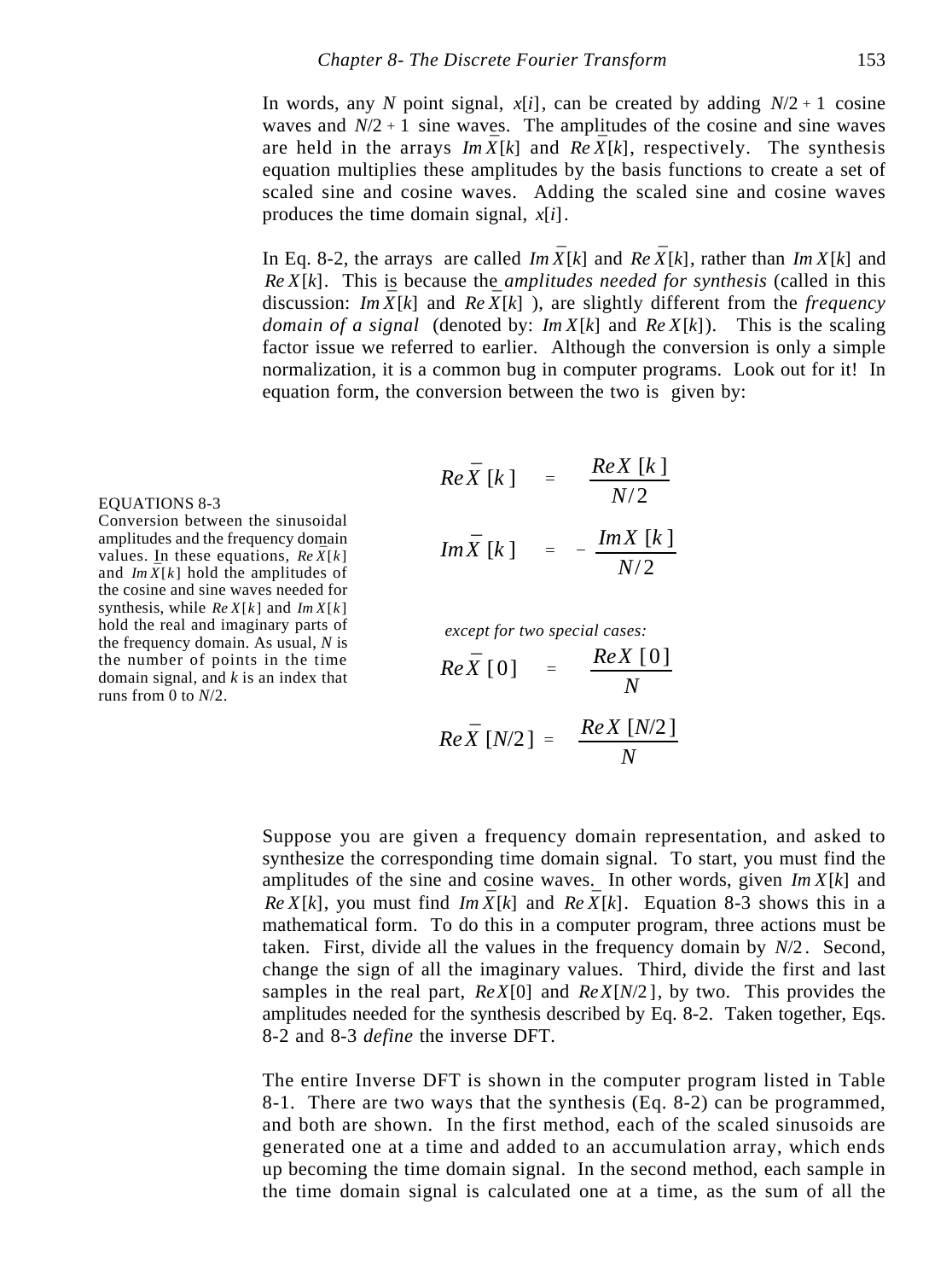In words, any $N$ point signal, $x[i]$, can be created by adding $N/2 + 1$ cosine waves and $N/2 + 1$ sine waves. The amplitudes of the cosine and sine waves are held in the arrays $Im\,\bar{X}[k]$ and $Re\,\bar{X}[k]$, respectively. The synthesis equation multiplies these amplitudes by the basis functions to create a set of scaled sine and cosine waves. Adding the scaled sine and cosine waves produces the time domain signal, $x[i]$.

In Eq. 8-2, the arrays are called $Im\,\bar{X}[k]$ and $Re\,\bar{X}[k]$, rather than $Im\,X[k]$ and $Re\,X[k]$. This is because the *amplitudes needed for synthesis* (called in this discussion: $Im\,\bar{X}[k]$ and $Re\,\bar{X}[k]$ ), are slightly different from the *frequency domain of a signal* (denoted by: $Im\,X[k]$ and $Re\,X[k]$). This is the scaling factor issue we referred to earlier. Although the conversion is only a simple normalization, it is a common bug in computer programs. Look out for it! In equation form, the conversion between the two is given by:

$$Re\,\bar{X}[k] = \frac{Re\,X[k]}{N/2}$$

$$Im\,\bar{X}[k] = -\frac{Im\,X[k]}{N/2}$$

*except for two special cases:*

$$Re\,\bar{X}[0] = \frac{Re\,X[0]}{N}$$

$$Re\,\bar{X}[N/2] = \frac{Re\,X[N/2]}{N}$$

EQUATIONS 8-3
Conversion between the sinusoidal amplitudes and the frequency domain values. In these equations, $Re\,\bar{X}[k]$ and $Im\,\bar{X}[k]$ hold the amplitudes of the cosine and sine waves needed for synthesis, while $Re\,X[k]$ and $Im\,X[k]$ hold the real and imaginary parts of the frequency domain. As usual, $N$ is the number of points in the time domain signal, and $k$ is an index that runs from 0 to $N/2$.

Suppose you are given a frequency domain representation, and asked to synthesize the corresponding time domain signal. To start, you must find the amplitudes of the sine and cosine waves. In other words, given $Im\,X[k]$ and $Re\,X[k]$, you must find $Im\,\bar{X}[k]$ and $Re\,\bar{X}[k]$. Equation 8-3 shows this in a mathematical form. To do this in a computer program, three actions must be taken. First, divide all the values in the frequency domain by $N/2$. Second, change the sign of all the imaginary values. Third, divide the first and last samples in the real part, $Re\,X[0]$ and $Re\,X[N/2]$, by two. This provides the amplitudes needed for the synthesis described by Eq. 8-2. Taken together, Eqs. 8-2 and 8-3 *define* the inverse DFT.

The entire Inverse DFT is shown in the computer program listed in Table 8-1. There are two ways that the synthesis (Eq. 8-2) can be programmed, and both are shown. In the first method, each of the scaled sinusoids are generated one at a time and added to an accumulation array, which ends up becoming the time domain signal. In the second method, each sample in the time domain signal is calculated one at a time, as the sum of all the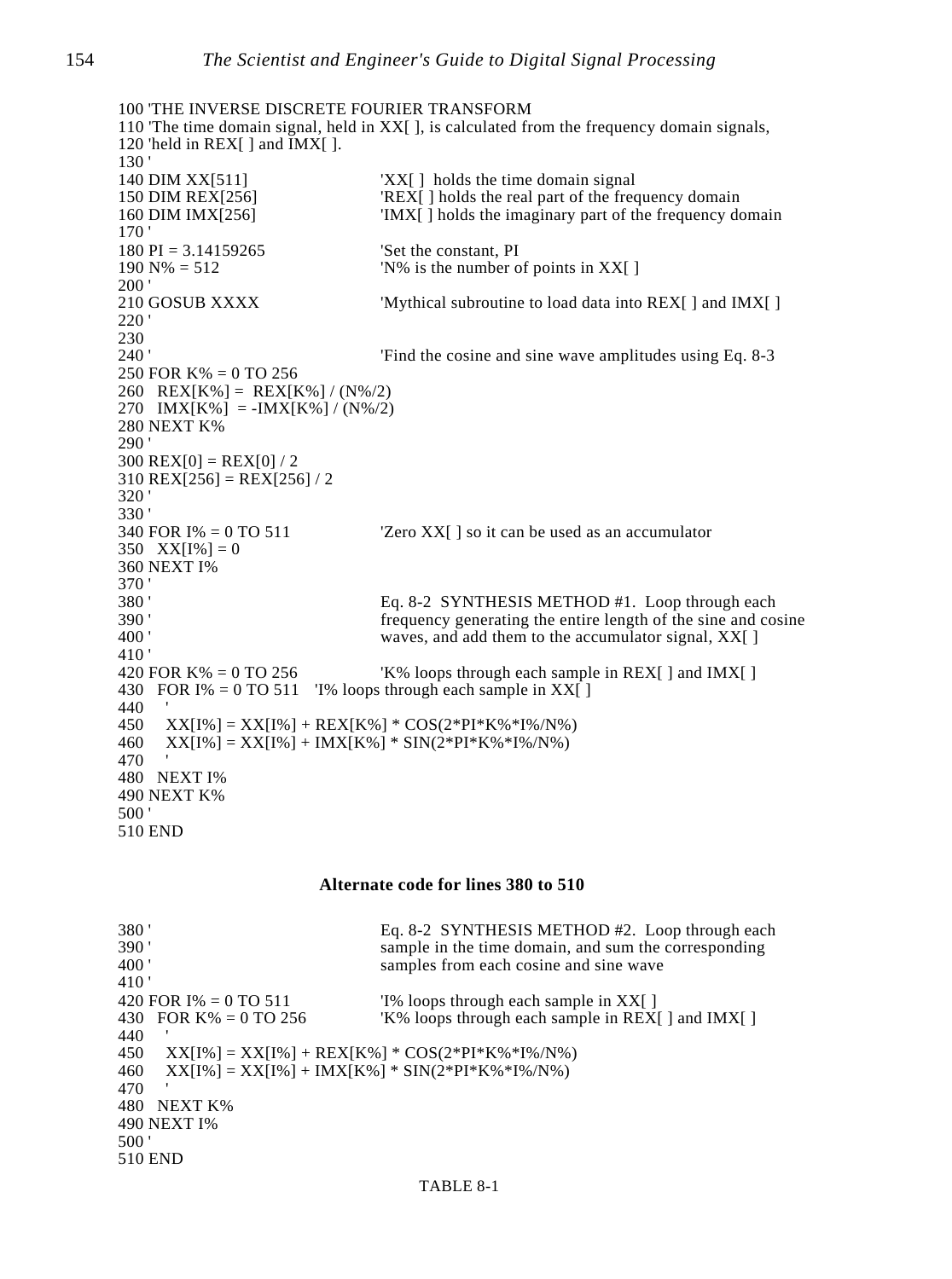```
100 'THE INVERSE DISCRETE FOURIER TRANSFORM
110 'The time domain signal, held in XX[ ], is calculated from the frequency domain signals,
120 'held in REX[ ] and IMX[ ].
130 '
140 DIM XX[511]                 'XX[ ]  holds the time domain signal
150 DIM REX[256]                'REX[ ] holds the real part of the frequency domain
160 DIM IMX[256]                'IMX[ ] holds the imaginary part of the frequency domain
170 '
180 PI = 3.14159265             'Set the constant, PI
190 N% = 512                    'N% is the number of points in XX[ ]
200 '
210 GOSUB XXXX                  'Mythical subroutine to load data into REX[ ] and IMX[ ]
220 '
230
240 '                           'Find the cosine and sine wave amplitudes using Eq. 8-3
250 FOR K% = 0 TO 256
260   REX[K%] =  REX[K%] / (N%/2)
270   IMX[K%]  = -IMX[K%] / (N%/2)
280 NEXT K%
290 '
300 REX[0] = REX[0] / 2
310 REX[256] = REX[256] / 2
320 '
330 '
340 FOR I% = 0 TO 511           'Zero XX[ ] so it can be used as an accumulator
350   XX[I%] = 0
360 NEXT I%
370 '
380 '                           Eq. 8-2  SYNTHESIS METHOD #1.  Loop through each
390 '                           frequency generating the entire length of the sine and cosine
400 '                           waves, and add them to the accumulator signal, XX[ ]
410 '
420 FOR K% = 0 TO 256           'K% loops through each sample in REX[ ] and IMX[ ]
430   FOR I% = 0 TO 511   'I% loops through each sample in XX[ ]
440     '
450     XX[I%] = XX[I%] + REX[K%] * COS(2*PI*K%*I%/N%)
460     XX[I%] = XX[I%] + IMX[K%] * SIN(2*PI*K%*I%/N%)
470     '
480   NEXT I%
490 NEXT K%
500 '
510 END
```

**Alternate code for lines 380 to 510**

```
380 '                           Eq. 8-2  SYNTHESIS METHOD #2.  Loop through each
390 '                           sample in the time domain, and sum the corresponding
400 '                           samples from each cosine and sine wave
410 '
420 FOR I% = 0 TO 511           'I% loops through each sample in XX[ ]
430   FOR K% = 0 TO 256         'K% loops through each sample in REX[ ] and IMX[ ]
440     '
450     XX[I%] = XX[I%] + REX[K%] * COS(2*PI*K%*I%/N%)
460     XX[I%] = XX[I%] + IMX[K%] * SIN(2*PI*K%*I%/N%)
470     '
480   NEXT K%
490 NEXT I%
500 '
510 END
```

TABLE 8-1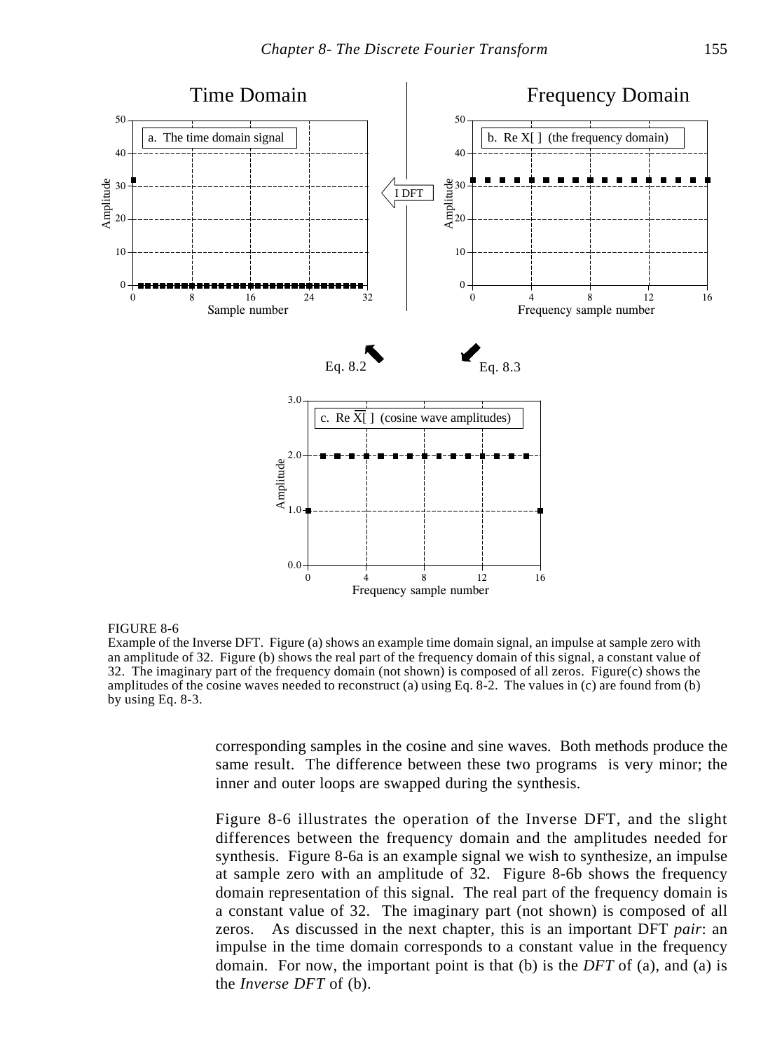FIGURE 8-6
Example of the Inverse DFT. Figure (a) shows an example time domain signal, an impulse at sample zero with an amplitude of 32. Figure (b) shows the real part of the frequency domain of this signal, a constant value of 32. The imaginary part of the frequency domain (not shown) is composed of all zeros. Figure(c) shows the amplitudes of the cosine waves needed to reconstruct (a) using Eq. 8-2. The values in (c) are found from (b) by using Eq. 8-3.

corresponding samples in the cosine and sine waves. Both methods produce the same result. The difference between these two programs is very minor; the inner and outer loops are swapped during the synthesis.

Figure 8-6 illustrates the operation of the Inverse DFT, and the slight differences between the frequency domain and the amplitudes needed for synthesis. Figure 8-6a is an example signal we wish to synthesize, an impulse at sample zero with an amplitude of 32. Figure 8-6b shows the frequency domain representation of this signal. The real part of the frequency domain is a constant value of 32. The imaginary part (not shown) is composed of all zeros. As discussed in the next chapter, this is an important DFT *pair*: an impulse in the time domain corresponds to a constant value in the frequency domain. For now, the important point is that (b) is the *DFT* of (a), and (a) is the *Inverse DFT* of (b).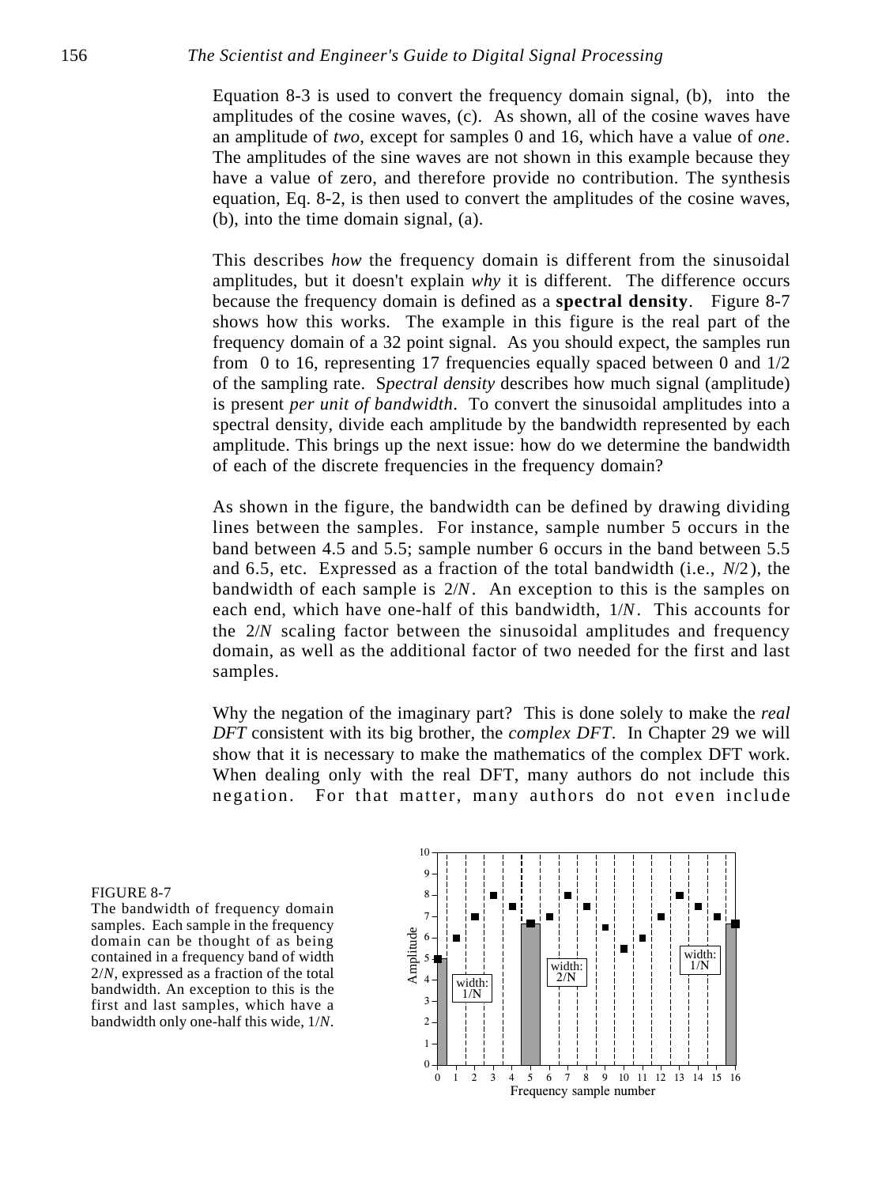Equation 8-3 is used to convert the frequency domain signal, (b), into the amplitudes of the cosine waves, (c). As shown, all of the cosine waves have an amplitude of *two*, except for samples 0 and 16, which have a value of *one*. The amplitudes of the sine waves are not shown in this example because they have a value of zero, and therefore provide no contribution. The synthesis equation, Eq. 8-2, is then used to convert the amplitudes of the cosine waves, (b), into the time domain signal, (a).

This describes *how* the frequency domain is different from the sinusoidal amplitudes, but it doesn't explain *why* it is different. The difference occurs because the frequency domain is defined as a **spectral density**. Figure 8-7 shows how this works. The example in this figure is the real part of the frequency domain of a 32 point signal. As you should expect, the samples run from 0 to 16, representing 17 frequencies equally spaced between 0 and 1/2 of the sampling rate. S*pectral density* describes how much signal (amplitude) is present *per unit of bandwidth*. To convert the sinusoidal amplitudes into a spectral density, divide each amplitude by the bandwidth represented by each amplitude. This brings up the next issue: how do we determine the bandwidth of each of the discrete frequencies in the frequency domain?

As shown in the figure, the bandwidth can be defined by drawing dividing lines between the samples. For instance, sample number 5 occurs in the band between 4.5 and 5.5; sample number 6 occurs in the band between 5.5 and 6.5, etc. Expressed as a fraction of the total bandwidth (i.e., $N/2$), the bandwidth of each sample is $2/N$. An exception to this is the samples on each end, which have one-half of this bandwidth, $1/N$. This accounts for the $2/N$ scaling factor between the sinusoidal amplitudes and frequency domain, as well as the additional factor of two needed for the first and last samples.

Why the negation of the imaginary part? This is done solely to make the *real DFT* consistent with its big brother, the *complex DFT*. In Chapter 29 we will show that it is necessary to make the mathematics of the complex DFT work. When dealing only with the real DFT, many authors do not include this negation. For that matter, many authors do not even include

FIGURE 8-7
The bandwidth of frequency domain samples. Each sample in the frequency domain can be thought of as being contained in a frequency band of width $2/N$, expressed as a fraction of the total bandwidth. An exception to this is the first and last samples, which have a bandwidth only one-half this wide, $1/N$.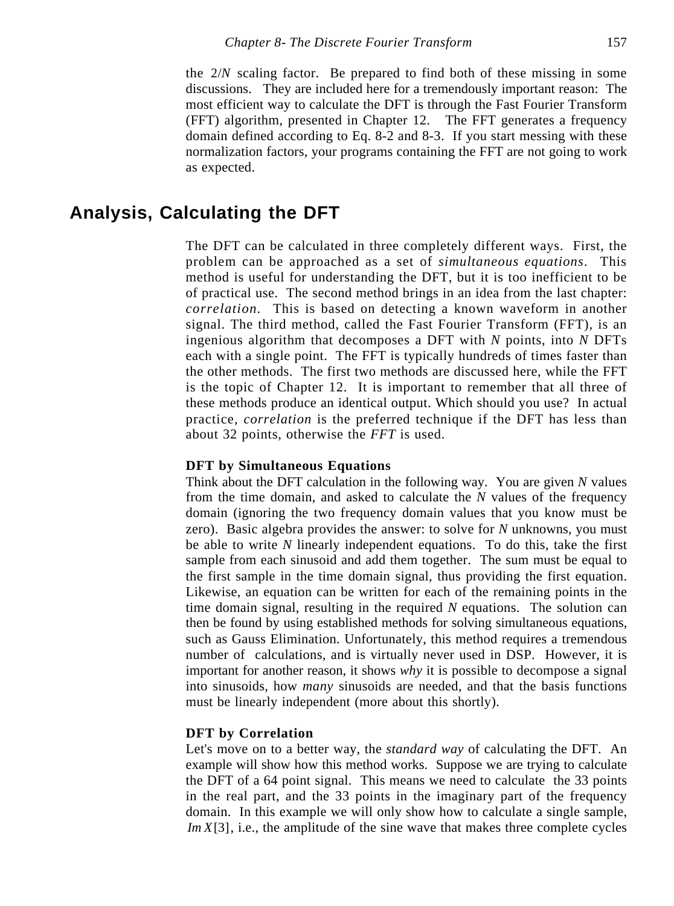the $2/N$ scaling factor. Be prepared to find both of these missing in some discussions. They are included here for a tremendously important reason: The most efficient way to calculate the DFT is through the Fast Fourier Transform (FFT) algorithm, presented in Chapter 12. The FFT generates a frequency domain defined according to Eq. 8-2 and 8-3. If you start messing with these normalization factors, your programs containing the FFT are not going to work as expected.

## Analysis, Calculating the DFT

The DFT can be calculated in three completely different ways. First, the problem can be approached as a set of *simultaneous equations*. This method is useful for understanding the DFT, but it is too inefficient to be of practical use. The second method brings in an idea from the last chapter: *correlation*. This is based on detecting a known waveform in another signal. The third method, called the Fast Fourier Transform (FFT), is an ingenious algorithm that decomposes a DFT with $N$ points, into $N$ DFTs each with a single point. The FFT is typically hundreds of times faster than the other methods. The first two methods are discussed here, while the FFT is the topic of Chapter 12. It is important to remember that all three of these methods produce an identical output. Which should you use? In actual practice, *correlation* is the preferred technique if the DFT has less than about 32 points, otherwise the *FFT* is used.

### DFT by Simultaneous Equations

Think about the DFT calculation in the following way. You are given $N$ values from the time domain, and asked to calculate the $N$ values of the frequency domain (ignoring the two frequency domain values that you know must be zero). Basic algebra provides the answer: to solve for $N$ unknowns, you must be able to write $N$ linearly independent equations. To do this, take the first sample from each sinusoid and add them together. The sum must be equal to the first sample in the time domain signal, thus providing the first equation. Likewise, an equation can be written for each of the remaining points in the time domain signal, resulting in the required $N$ equations. The solution can then be found by using established methods for solving simultaneous equations, such as Gauss Elimination. Unfortunately, this method requires a tremendous number of calculations, and is virtually never used in DSP. However, it is important for another reason, it shows *why* it is possible to decompose a signal into sinusoids, how *many* sinusoids are needed, and that the basis functions must be linearly independent (more about this shortly).

### DFT by Correlation

Let's move on to a better way, the *standard way* of calculating the DFT. An example will show how this method works. Suppose we are trying to calculate the DFT of a 64 point signal. This means we need to calculate the 33 points in the real part, and the 33 points in the imaginary part of the frequency domain. In this example we will only show how to calculate a single sample, $Im\,X[3]$, i.e., the amplitude of the sine wave that makes three complete cycles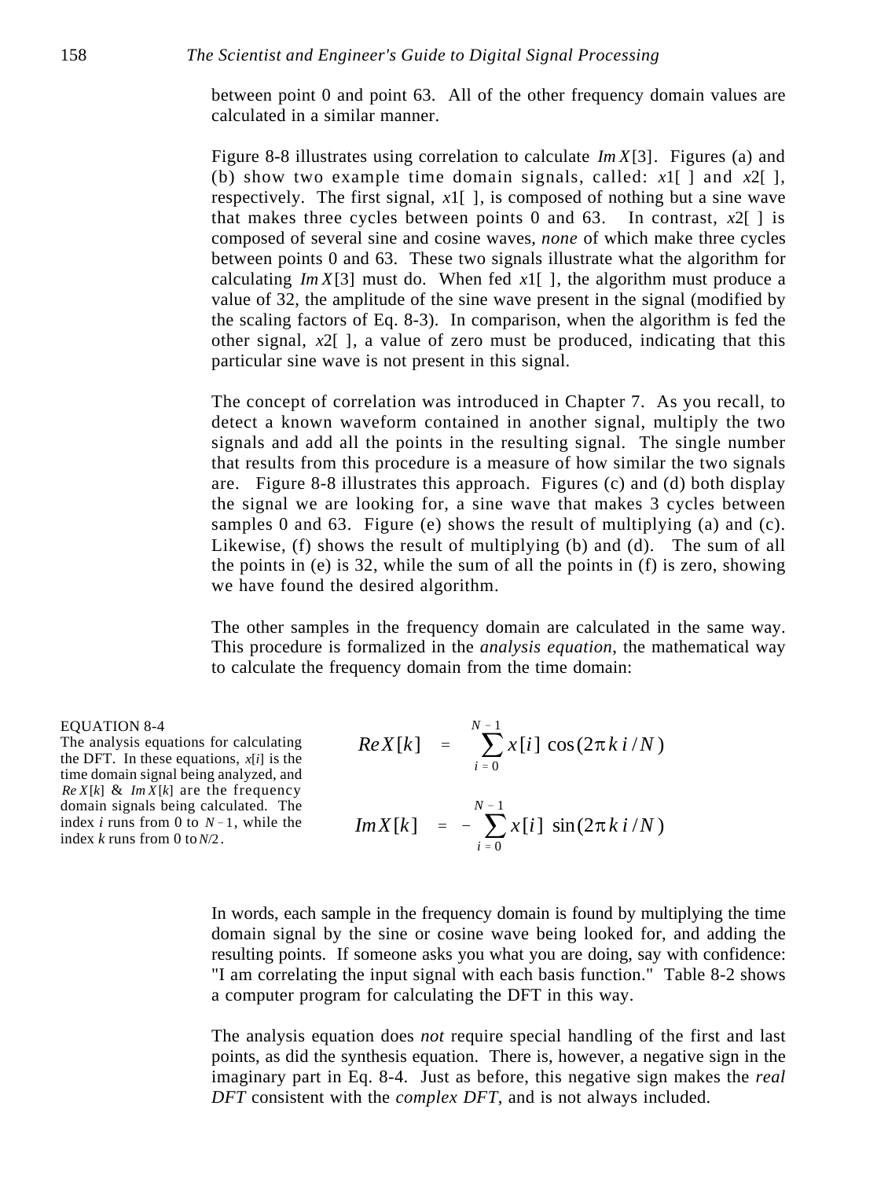between point 0 and point 63. All of the other frequency domain values are calculated in a similar manner.

Figure 8-8 illustrates using correlation to calculate $Im X[3]$. Figures (a) and (b) show two example time domain signals, called: $x1[\ ]$ and $x2[\ ]$, respectively. The first signal, $x1[\ ]$, is composed of nothing but a sine wave that makes three cycles between points 0 and 63. In contrast, $x2[\ ]$ is composed of several sine and cosine waves, *none* of which make three cycles between points 0 and 63. These two signals illustrate what the algorithm for calculating $Im X[3]$ must do. When fed $x1[\ ]$, the algorithm must produce a value of 32, the amplitude of the sine wave present in the signal (modified by the scaling factors of Eq. 8-3). In comparison, when the algorithm is fed the other signal, $x2[\ ]$, a value of zero must be produced, indicating that this particular sine wave is not present in this signal.

The concept of correlation was introduced in Chapter 7. As you recall, to detect a known waveform contained in another signal, multiply the two signals and add all the points in the resulting signal. The single number that results from this procedure is a measure of how similar the two signals are. Figure 8-8 illustrates this approach. Figures (c) and (d) both display the signal we are looking for, a sine wave that makes 3 cycles between samples 0 and 63. Figure (e) shows the result of multiplying (a) and (c). Likewise, (f) shows the result of multiplying (b) and (d). The sum of all the points in (e) is 32, while the sum of all the points in (f) is zero, showing we have found the desired algorithm.

The other samples in the frequency domain are calculated in the same way. This procedure is formalized in the *analysis equation*, the mathematical way to calculate the frequency domain from the time domain:

EQUATION 8-4
The analysis equations for calculating the DFT. In these equations, $x[i]$ is the time domain signal being analyzed, and $Re X[k]$ & $Im X[k]$ are the frequency domain signals being calculated. The index $i$ runs from 0 to $N-1$, while the index $k$ runs from 0 to $N/2$.

$$Re X[k] = \sum_{i=0}^{N-1} x[i] \cos(2\pi k i / N)$$

$$Im X[k] = -\sum_{i=0}^{N-1} x[i] \sin(2\pi k i / N)$$

In words, each sample in the frequency domain is found by multiplying the time domain signal by the sine or cosine wave being looked for, and adding the resulting points. If someone asks you what you are doing, say with confidence: "I am correlating the input signal with each basis function." Table 8-2 shows a computer program for calculating the DFT in this way.

The analysis equation does *not* require special handling of the first and last points, as did the synthesis equation. There is, however, a negative sign in the imaginary part in Eq. 8-4. Just as before, this negative sign makes the *real DFT* consistent with the *complex DFT*, and is not always included.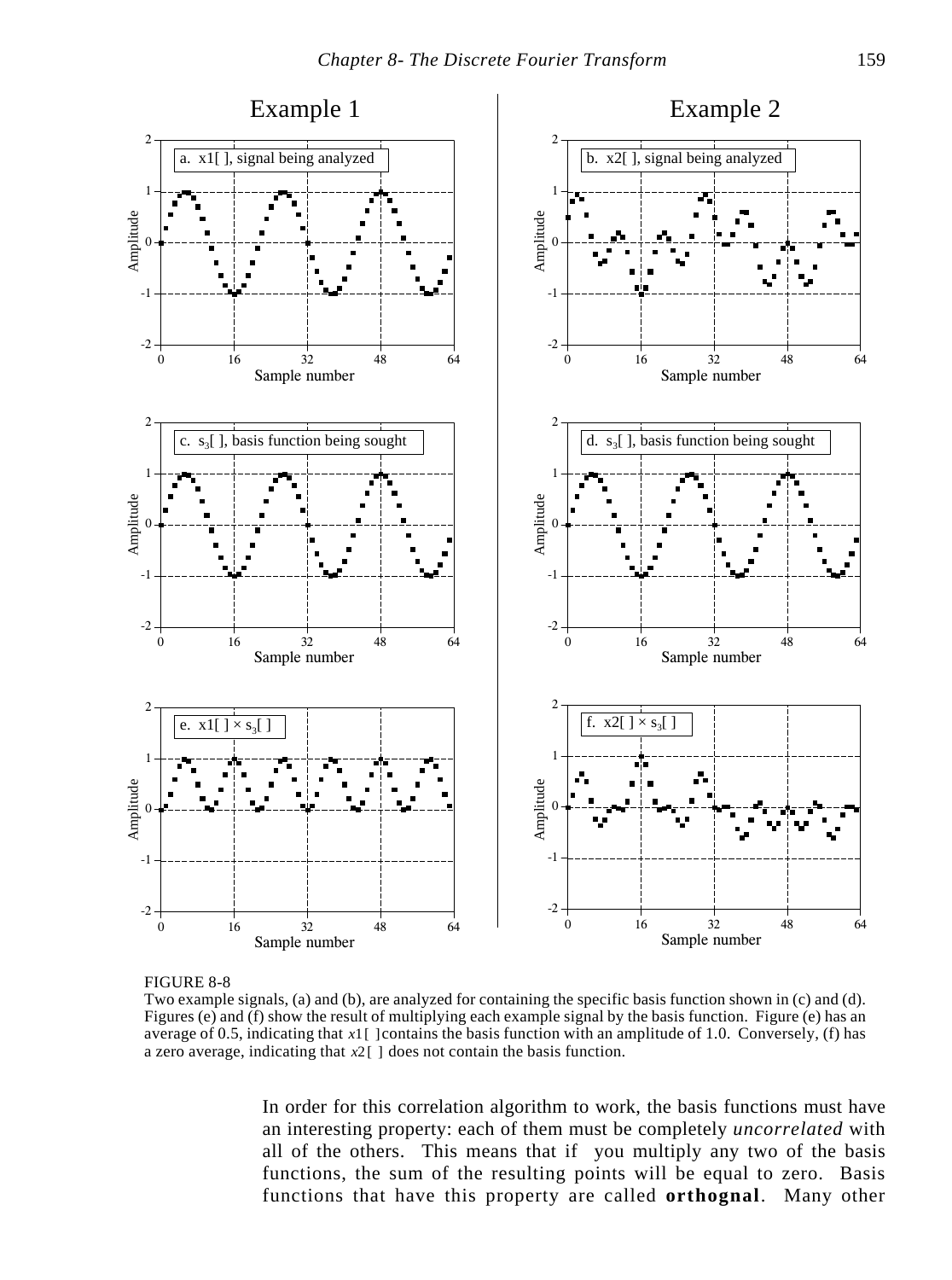FIGURE 8-8
Two example signals, (a) and (b), are analyzed for containing the specific basis function shown in (c) and (d). Figures (e) and (f) show the result of multiplying each example signal by the basis function. Figure (e) has an average of 0.5, indicating that $x1[\,]$ contains the basis function with an amplitude of 1.0. Conversely, (f) has a zero average, indicating that $x2[\,]$ does not contain the basis function.

In order for this correlation algorithm to work, the basis functions must have an interesting property: each of them must be completely *uncorrelated* with all of the others. This means that if you multiply any two of the basis functions, the sum of the resulting points will be equal to zero. Basis functions that have this property are called **orthognal**. Many other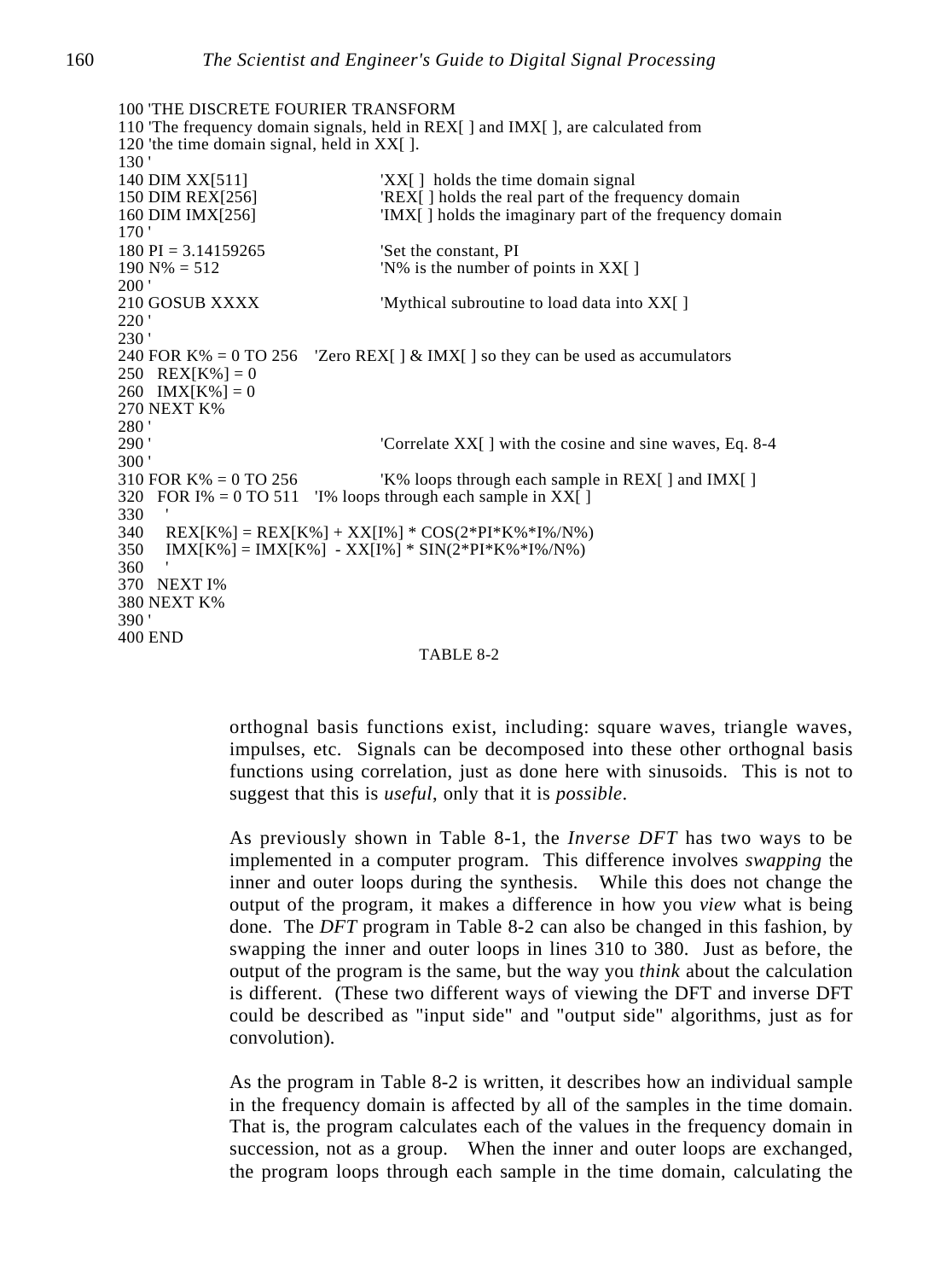```
100 'THE DISCRETE FOURIER TRANSFORM
110 'The frequency domain signals, held in REX[ ] and IMX[ ], are calculated from
120 'the time domain signal, held in XX[ ].
130 '
140 DIM XX[511]                'XX[ ]  holds the time domain signal
150 DIM REX[256]               'REX[ ] holds the real part of the frequency domain
160 DIM IMX[256]               'IMX[ ] holds the imaginary part of the frequency domain
170 '
180 PI = 3.14159265            'Set the constant, PI
190 N% = 512                   'N% is the number of points in XX[ ]
200 '
210 GOSUB XXXX                 'Mythical subroutine to load data into XX[ ]
220 '
230 '
240 FOR K% = 0 TO 256    'Zero REX[ ] & IMX[ ] so they can be used as accumulators
250   REX[K%] = 0
260   IMX[K%] = 0
270 NEXT K%
280 '
290 '                          'Correlate XX[ ] with the cosine and sine waves, Eq. 8-4
300 '
310 FOR K% = 0 TO 256          'K% loops through each sample in REX[ ] and IMX[ ]
320   FOR I% = 0 TO 511   'I% loops through each sample in XX[ ]
330     '
340     REX[K%] = REX[K%] + XX[I%] * COS(2*PI*K%*I%/N%)
350     IMX[K%] = IMX[K%]  - XX[I%] * SIN(2*PI*K%*I%/N%)
360     '
370   NEXT I%
380 NEXT K%
390 '
400 END
```

TABLE 8-2

orthognal basis functions exist, including: square waves, triangle waves, impulses, etc. Signals can be decomposed into these other orthognal basis functions using correlation, just as done here with sinusoids. This is not to suggest that this is *useful*, only that it is *possible*.

As previously shown in Table 8-1, the *Inverse DFT* has two ways to be implemented in a computer program. This difference involves *swapping* the inner and outer loops during the synthesis. While this does not change the output of the program, it makes a difference in how you *view* what is being done. The *DFT* program in Table 8-2 can also be changed in this fashion, by swapping the inner and outer loops in lines 310 to 380. Just as before, the output of the program is the same, but the way you *think* about the calculation is different. (These two different ways of viewing the DFT and inverse DFT could be described as "input side" and "output side" algorithms, just as for convolution).

As the program in Table 8-2 is written, it describes how an individual sample in the frequency domain is affected by all of the samples in the time domain. That is, the program calculates each of the values in the frequency domain in succession, not as a group. When the inner and outer loops are exchanged, the program loops through each sample in the time domain, calculating the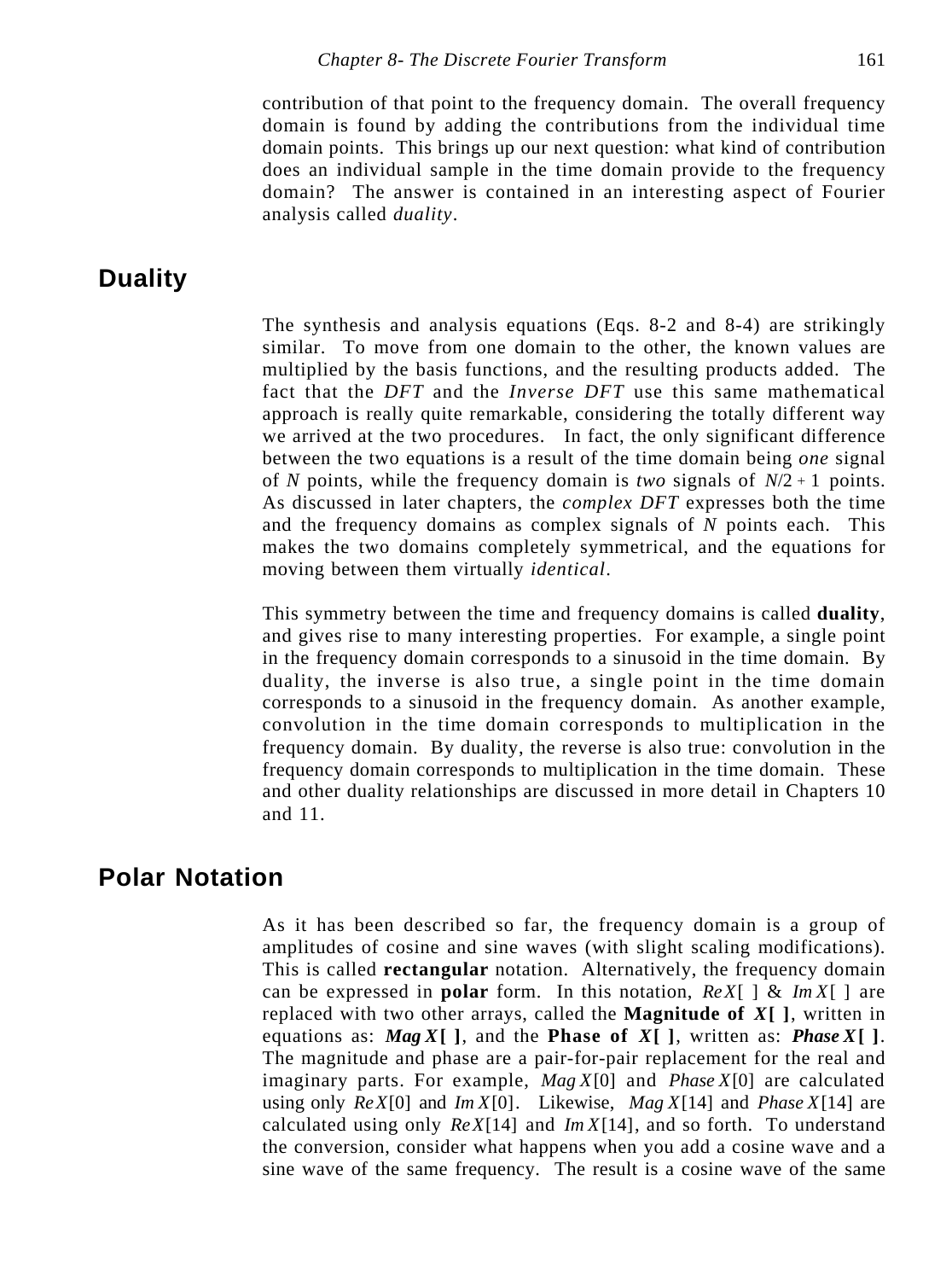contribution of that point to the frequency domain. The overall frequency domain is found by adding the contributions from the individual time domain points. This brings up our next question: what kind of contribution does an individual sample in the time domain provide to the frequency domain? The answer is contained in an interesting aspect of Fourier analysis called *duality*.

## Duality

The synthesis and analysis equations (Eqs. 8-2 and 8-4) are strikingly similar. To move from one domain to the other, the known values are multiplied by the basis functions, and the resulting products added. The fact that the *DFT* and the *Inverse DFT* use this same mathematical approach is really quite remarkable, considering the totally different way we arrived at the two procedures. In fact, the only significant difference between the two equations is a result of the time domain being *one* signal of $N$ points, while the frequency domain is *two* signals of $N/2 + 1$ points. As discussed in later chapters, the *complex DFT* expresses both the time and the frequency domains as complex signals of $N$ points each. This makes the two domains completely symmetrical, and the equations for moving between them virtually *identical*.

This symmetry between the time and frequency domains is called **duality**, and gives rise to many interesting properties. For example, a single point in the frequency domain corresponds to a sinusoid in the time domain. By duality, the inverse is also true, a single point in the time domain corresponds to a sinusoid in the frequency domain. As another example, convolution in the time domain corresponds to multiplication in the frequency domain. By duality, the reverse is also true: convolution in the frequency domain corresponds to multiplication in the time domain. These and other duality relationships are discussed in more detail in Chapters 10 and 11.

## Polar Notation

As it has been described so far, the frequency domain is a group of amplitudes of cosine and sine waves (with slight scaling modifications). This is called **rectangular** notation. Alternatively, the frequency domain can be expressed in **polar** form. In this notation, $Re X[\ ]$ & $Im X[\ ]$ are replaced with two other arrays, called the **Magnitude of $X[\ ]$**, written in equations as: $\boldsymbol{Mag\,X[\ ]}$, and the **Phase of $X[\ ]$**, written as: $\boldsymbol{Phase\,X[\ ]}$. The magnitude and phase are a pair-for-pair replacement for the real and imaginary parts. For example, $Mag\,X[0]$ and $Phase\,X[0]$ are calculated using only $Re X[0]$ and $Im X[0]$. Likewise, $Mag\,X[14]$ and $Phase\,X[14]$ are calculated using only $Re X[14]$ and $Im X[14]$, and so forth. To understand the conversion, consider what happens when you add a cosine wave and a sine wave of the same frequency. The result is a cosine wave of the same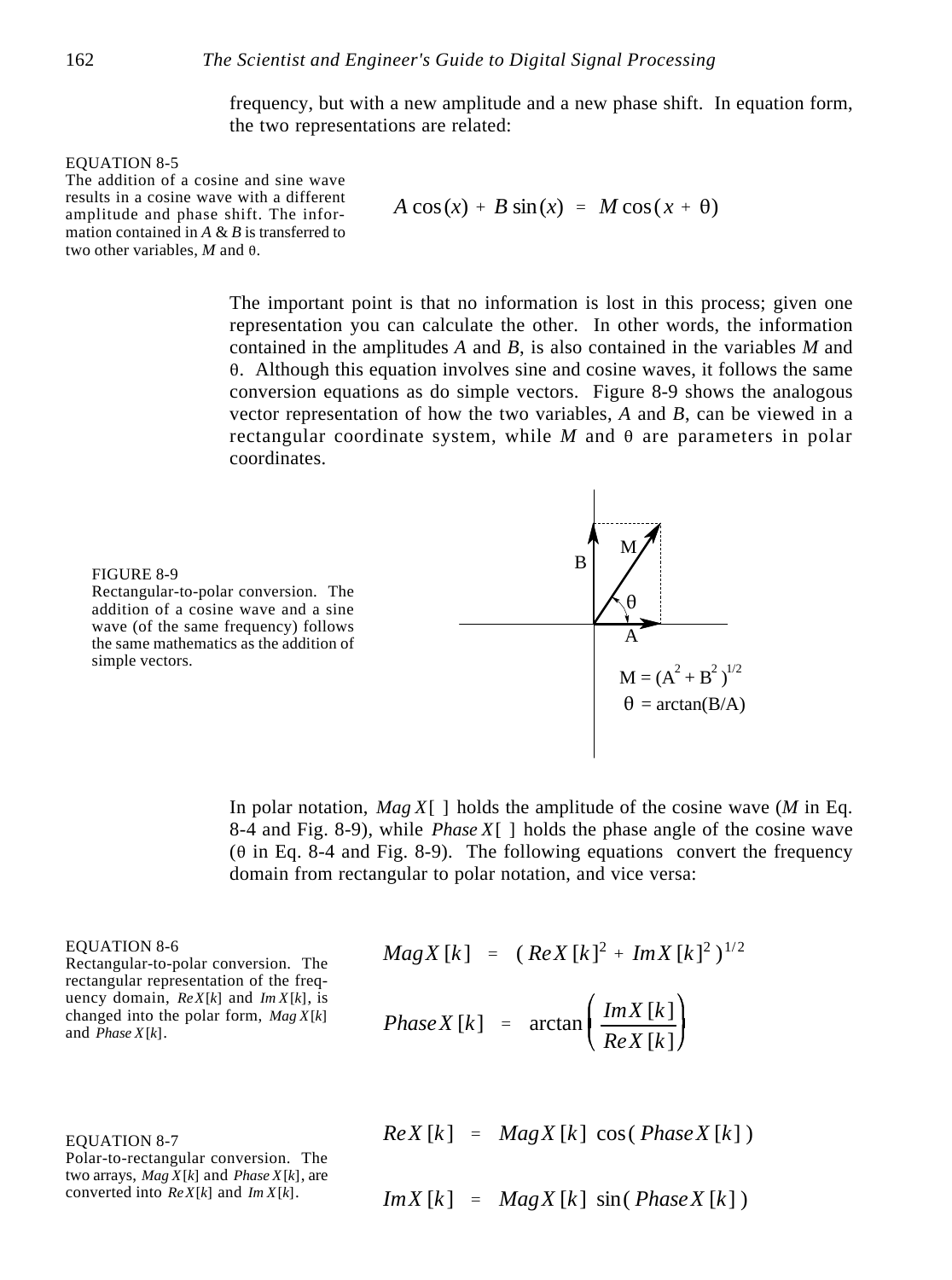frequency, but with a new amplitude and a new phase shift. In equation form, the two representations are related:

EQUATION 8-5
The addition of a cosine and sine wave results in a cosine wave with a different amplitude and phase shift. The information contained in $A$ & $B$ is transferred to two other variables, $M$ and $\theta$.

$$A\cos(x) + B\sin(x) = M\cos(x + \theta)$$

The important point is that no information is lost in this process; given one representation you can calculate the other. In other words, the information contained in the amplitudes $A$ and $B$, is also contained in the variables $M$ and $\theta$. Although this equation involves sine and cosine waves, it follows the same conversion equations as do simple vectors. Figure 8-9 shows the analogous vector representation of how the two variables, $A$ and $B$, can be viewed in a rectangular coordinate system, while $M$ and $\theta$ are parameters in polar coordinates.

FIGURE 8-9
Rectangular-to-polar conversion. The addition of a cosine wave and a sine wave (of the same frequency) follows the same mathematics as the addition of simple vectors.

$$M = (A^2 + B^2)^{1/2}$$

$$\theta = \arctan(B/A)$$

In polar notation, $Mag\,X[\;]$ holds the amplitude of the cosine wave ($M$ in Eq. 8-4 and Fig. 8-9), while $Phase\,X[\;]$ holds the phase angle of the cosine wave ($\theta$ in Eq. 8-4 and Fig. 8-9). The following equations convert the frequency domain from rectangular to polar notation, and vice versa:

EQUATION 8-6
Rectangular-to-polar conversion. The rectangular representation of the frequency domain, $Re\,X[k]$ and $Im\,X[k]$, is changed into the polar form, $Mag\,X[k]$ and $Phase\,X[k]$.

$$Mag\,X[k] = (Re\,X[k]^2 + Im\,X[k]^2)^{1/2}$$

$$Phase\,X[k] = \arctan\left(\frac{Im\,X[k]}{Re\,X[k]}\right)$$

EQUATION 8-7
Polar-to-rectangular conversion. The two arrays, $Mag\,X[k]$ and $Phase\,X[k]$, are converted into $Re\,X[k]$ and $Im\,X[k]$.

$$Re\,X[k] = Mag\,X[k]\,\cos(Phase\,X[k])$$

$$Im\,X[k] = Mag\,X[k]\,\sin(Phase\,X[k])$$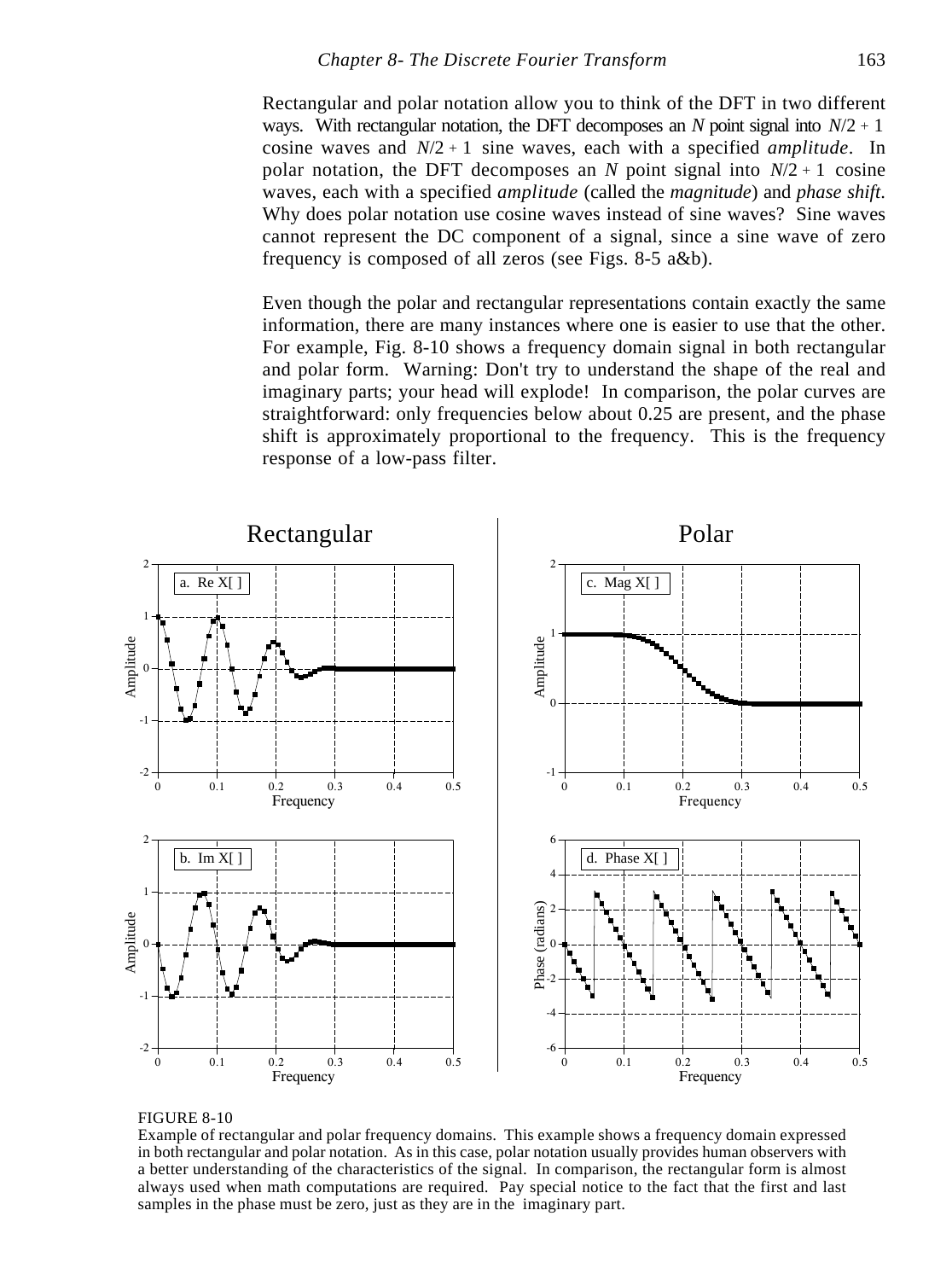Rectangular and polar notation allow you to think of the DFT in two different ways. With rectangular notation, the DFT decomposes an $N$ point signal into $N/2+1$ cosine waves and $N/2+1$ sine waves, each with a specified *amplitude*. In polar notation, the DFT decomposes an $N$ point signal into $N/2+1$ cosine waves, each with a specified *amplitude* (called the *magnitude*) and *phase shift*. Why does polar notation use cosine waves instead of sine waves? Sine waves cannot represent the DC component of a signal, since a sine wave of zero frequency is composed of all zeros (see Figs. 8-5 a&b).

Even though the polar and rectangular representations contain exactly the same information, there are many instances where one is easier to use that the other. For example, Fig. 8-10 shows a frequency domain signal in both rectangular and polar form. Warning: Don't try to understand the shape of the real and imaginary parts; your head will explode! In comparison, the polar curves are straightforward: only frequencies below about 0.25 are present, and the phase shift is approximately proportional to the frequency. This is the frequency response of a low-pass filter.

FIGURE 8-10
Example of rectangular and polar frequency domains. This example shows a frequency domain expressed in both rectangular and polar notation. As in this case, polar notation usually provides human observers with a better understanding of the characteristics of the signal. In comparison, the rectangular form is almost always used when math computations are required. Pay special notice to the fact that the first and last samples in the phase must be zero, just as they are in the imaginary part.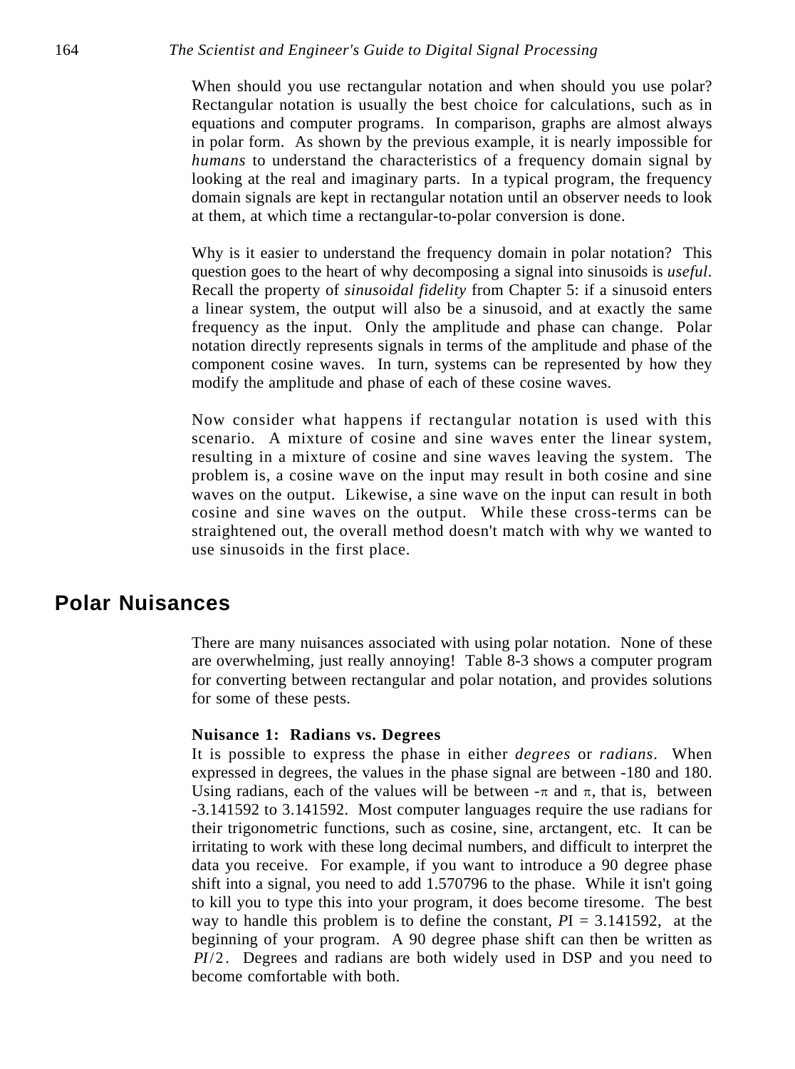When should you use rectangular notation and when should you use polar? Rectangular notation is usually the best choice for calculations, such as in equations and computer programs. In comparison, graphs are almost always in polar form. As shown by the previous example, it is nearly impossible for *humans* to understand the characteristics of a frequency domain signal by looking at the real and imaginary parts. In a typical program, the frequency domain signals are kept in rectangular notation until an observer needs to look at them, at which time a rectangular-to-polar conversion is done.

Why is it easier to understand the frequency domain in polar notation? This question goes to the heart of why decomposing a signal into sinusoids is *useful*. Recall the property of *sinusoidal fidelity* from Chapter 5: if a sinusoid enters a linear system, the output will also be a sinusoid, and at exactly the same frequency as the input. Only the amplitude and phase can change. Polar notation directly represents signals in terms of the amplitude and phase of the component cosine waves. In turn, systems can be represented by how they modify the amplitude and phase of each of these cosine waves.

Now consider what happens if rectangular notation is used with this scenario. A mixture of cosine and sine waves enter the linear system, resulting in a mixture of cosine and sine waves leaving the system. The problem is, a cosine wave on the input may result in both cosine and sine waves on the output. Likewise, a sine wave on the input can result in both cosine and sine waves on the output. While these cross-terms can be straightened out, the overall method doesn't match with why we wanted to use sinusoids in the first place.

## Polar Nuisances

There are many nuisances associated with using polar notation. None of these are overwhelming, just really annoying! Table 8-3 shows a computer program for converting between rectangular and polar notation, and provides solutions for some of these pests.

**Nuisance 1: Radians vs. Degrees**

It is possible to express the phase in either *degrees* or *radians*. When expressed in degrees, the values in the phase signal are between -180 and 180. Using radians, each of the values will be between $-\pi$ and $\pi$, that is, between -3.141592 to 3.141592. Most computer languages require the use radians for their trigonometric functions, such as cosine, sine, arctangent, etc. It can be irritating to work with these long decimal numbers, and difficult to interpret the data you receive. For example, if you want to introduce a 90 degree phase shift into a signal, you need to add 1.570796 to the phase. While it isn't going to kill you to type this into your program, it does become tiresome. The best way to handle this problem is to define the constant, $PI$ = 3.141592, at the beginning of your program. A 90 degree phase shift can then be written as $PI/2$. Degrees and radians are both widely used in DSP and you need to become comfortable with both.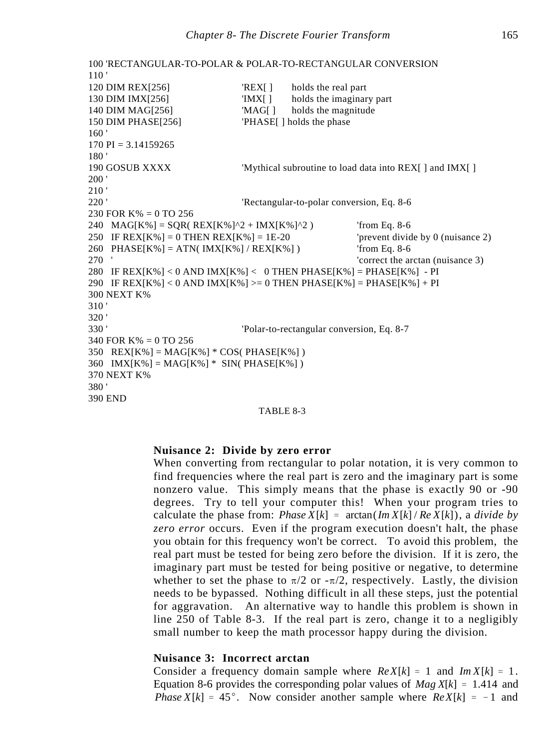```
100 'RECTANGULAR-TO-POLAR & POLAR-TO-RECTANGULAR CONVERSION
110 '
120 DIM REX[256]                'REX[ ]    holds the real part
130 DIM IMX[256]                'IMX[ ]    holds the imaginary part
140 DIM MAG[256]                'MAG[ ]    holds the magnitude
150 DIM PHASE[256]              'PHASE[ ] holds the phase
160 '
170 PI = 3.14159265
180 '
190 GOSUB XXXX                  'Mythical subroutine to load data into REX[ ] and IMX[ ]
200 '
210 '
220 '                           'Rectangular-to-polar conversion, Eq. 8-6
230 FOR K% = 0 TO 256
240   MAG[K%] = SQR( REX[K%]^2 + IMX[K%]^2 )          'from Eq. 8-6
250   IF REX[K%] = 0 THEN REX[K%] = 1E-20             'prevent divide by 0 (nuisance 2)
260   PHASE[K%] = ATN( IMX[K%] / REX[K%] )            'from Eq. 8-6
270   '                                               'correct the arctan (nuisance 3)
280   IF REX[K%] < 0 AND IMX[K%] <   0 THEN PHASE[K%] = PHASE[K%]  - PI
290   IF REX[K%] < 0 AND IMX[K%] >= 0 THEN PHASE[K%] = PHASE[K%] + PI
300 NEXT K%
310 '
320 '
330 '                           'Polar-to-rectangular conversion, Eq. 8-7
340 FOR K% = 0 TO 256
350   REX[K%] = MAG[K%] * COS( PHASE[K%] )
360   IMX[K%] = MAG[K%] *  SIN( PHASE[K%] )
370 NEXT K%
380 '
390 END
```

TABLE 8-3

**Nuisance 2: Divide by zero error**

When converting from rectangular to polar notation, it is very common to find frequencies where the real part is zero and the imaginary part is some nonzero value. This simply means that the phase is exactly 90 or -90 degrees. Try to tell your computer this! When your program tries to calculate the phase from: $Phase\,X[k] = \arctan(Im\,X[k] / Re\,X[k])$, a *divide by zero error* occurs. Even if the program execution doesn't halt, the phase you obtain for this frequency won't be correct. To avoid this problem, the real part must be tested for being zero before the division. If it is zero, the imaginary part must be tested for being positive or negative, to determine whether to set the phase to $\pi/2$ or $-\pi/2$, respectively. Lastly, the division needs to be bypassed. Nothing difficult in all these steps, just the potential for aggravation. An alternative way to handle this problem is shown in line 250 of Table 8-3. If the real part is zero, change it to a negligibly small number to keep the math processor happy during the division.

**Nuisance 3: Incorrect arctan**

Consider a frequency domain sample where $Re\,X[k] = 1$ and $Im\,X[k] = 1$. Equation 8-6 provides the corresponding polar values of $Mag\,X[k] = 1.414$ and $Phase\,X[k] = 45°$. Now consider another sample where $Re\,X[k] = -1$ and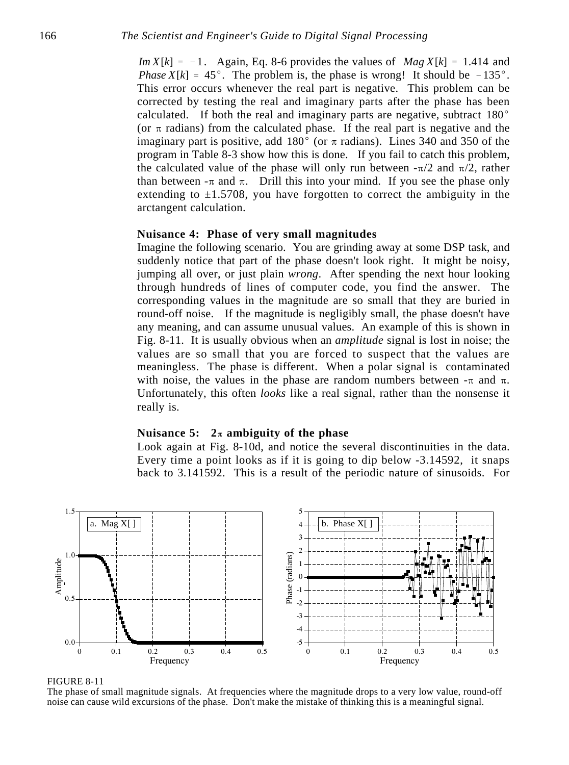$Im\,X[k] = -1$. Again, Eq. 8-6 provides the values of $Mag\,X[k] = 1.414$ and $Phase\,X[k] = 45°$. The problem is, the phase is wrong! It should be $-135°$. This error occurs whenever the real part is negative. This problem can be corrected by testing the real and imaginary parts after the phase has been calculated. If both the real and imaginary parts are negative, subtract 180° (or $\pi$ radians) from the calculated phase. If the real part is negative and the imaginary part is positive, add 180° (or $\pi$ radians). Lines 340 and 350 of the program in Table 8-3 show how this is done. If you fail to catch this problem, the calculated value of the phase will only run between $-\pi/2$ and $\pi/2$, rather than between $-\pi$ and $\pi$. Drill this into your mind. If you see the phase only extending to $\pm 1.5708$, you have forgotten to correct the ambiguity in the arctangent calculation.

### Nuisance 4: Phase of very small magnitudes

Imagine the following scenario. You are grinding away at some DSP task, and suddenly notice that part of the phase doesn't look right. It might be noisy, jumping all over, or just plain *wrong*. After spending the next hour looking through hundreds of lines of computer code, you find the answer. The corresponding values in the magnitude are so small that they are buried in round-off noise. If the magnitude is negligibly small, the phase doesn't have any meaning, and can assume unusual values. An example of this is shown in Fig. 8-11. It is usually obvious when an *amplitude* signal is lost in noise; the values are so small that you are forced to suspect that the values are meaningless. The phase is different. When a polar signal is contaminated with noise, the values in the phase are random numbers between $-\pi$ and $\pi$. Unfortunately, this often *looks* like a real signal, rather than the nonsense it really is.

### Nuisance 5: $2\pi$ ambiguity of the phase

Look again at Fig. 8-10d, and notice the several discontinuities in the data. Every time a point looks as if it is going to dip below -3.14592, it snaps back to 3.141592. This is a result of the periodic nature of sinusoids. For

FIGURE 8-11
The phase of small magnitude signals. At frequencies where the magnitude drops to a very low value, round-off noise can cause wild excursions of the phase. Don't make the mistake of thinking this is a meaningful signal.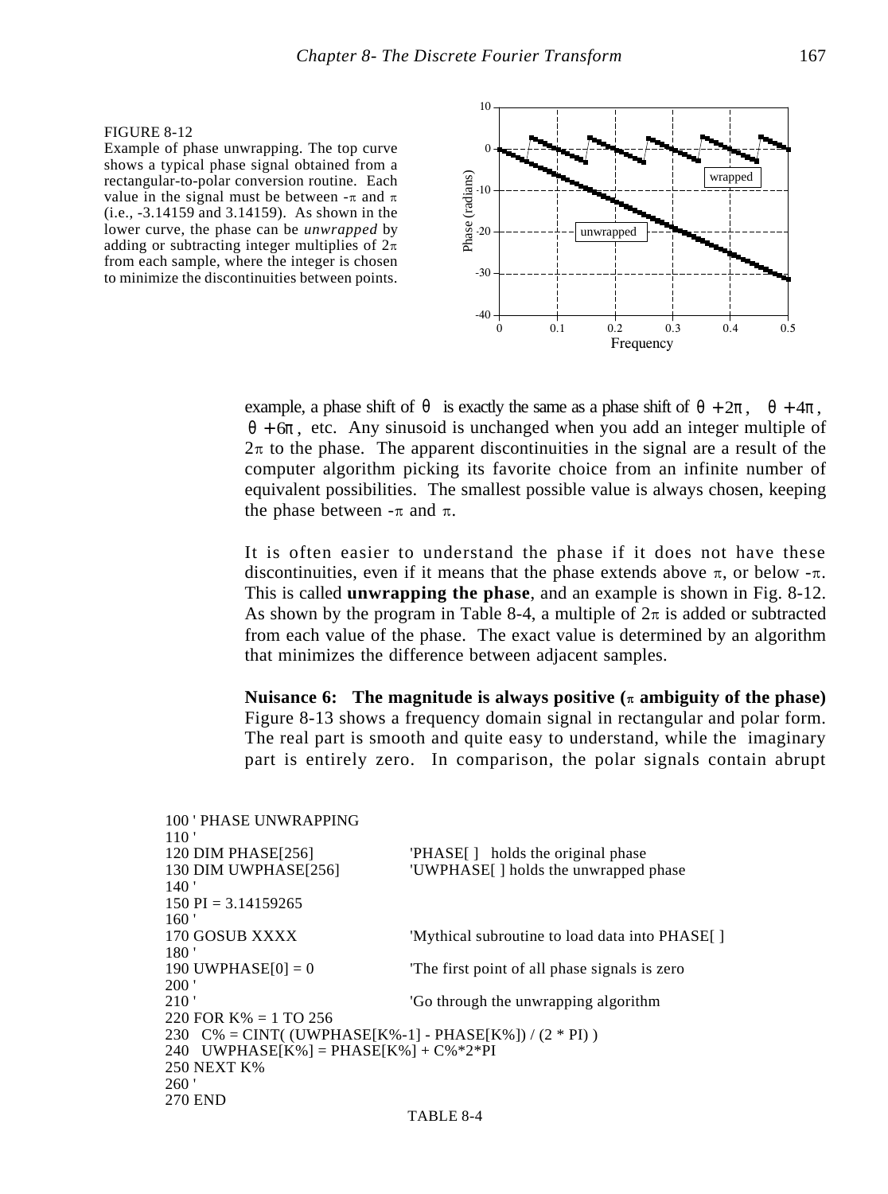FIGURE 8-12
Example of phase unwrapping. The top curve shows a typical phase signal obtained from a rectangular-to-polar conversion routine. Each value in the signal must be between $-\pi$ and $\pi$ (i.e., -3.14159 and 3.14159). As shown in the lower curve, the phase can be *unwrapped* by adding or subtracting integer multiples of $2\pi$ from each sample, where the integer is chosen to minimize the discontinuities between points.

example, a phase shift of $\theta$ is exactly the same as a phase shift of $\theta + 2\pi$, $\theta + 4\pi$, $\theta + 6\pi$, etc. Any sinusoid is unchanged when you add an integer multiple of $2\pi$ to the phase. The apparent discontinuities in the signal are a result of the computer algorithm picking its favorite choice from an infinite number of equivalent possibilities. The smallest possible value is always chosen, keeping the phase between $-\pi$ and $\pi$.

It is often easier to understand the phase if it does not have these discontinuities, even if it means that the phase extends above $\pi$, or below $-\pi$. This is called **unwrapping the phase**, and an example is shown in Fig. 8-12. As shown by the program in Table 8-4, a multiple of $2\pi$ is added or subtracted from each value of the phase. The exact value is determined by an algorithm that minimizes the difference between adjacent samples.

**Nuisance 6: The magnitude is always positive ($\pi$ ambiguity of the phase)**
Figure 8-13 shows a frequency domain signal in rectangular and polar form. The real part is smooth and quite easy to understand, while the imaginary part is entirely zero. In comparison, the polar signals contain abrupt

```
100 ' PHASE UNWRAPPING
110 '
120 DIM PHASE[256]            'PHASE[ ]   holds the original phase
130 DIM UWPHASE[256]          'UWPHASE[ ] holds the unwrapped phase
140 '
150 PI = 3.14159265
160 '
170 GOSUB XXXX                'Mythical subroutine to load data into PHASE[ ]
180 '
190 UWPHASE[0] = 0            'The first point of all phase signals is zero
200 '
210 '                         'Go through the unwrapping algorithm
220 FOR K% = 1 TO 256
230   C% = CINT( (UWPHASE[K%-1] - PHASE[K%]) / (2 * PI) )
240   UWPHASE[K%] = PHASE[K%] + C%*2*PI
250 NEXT K%
260 '
270 END
```

TABLE 8-4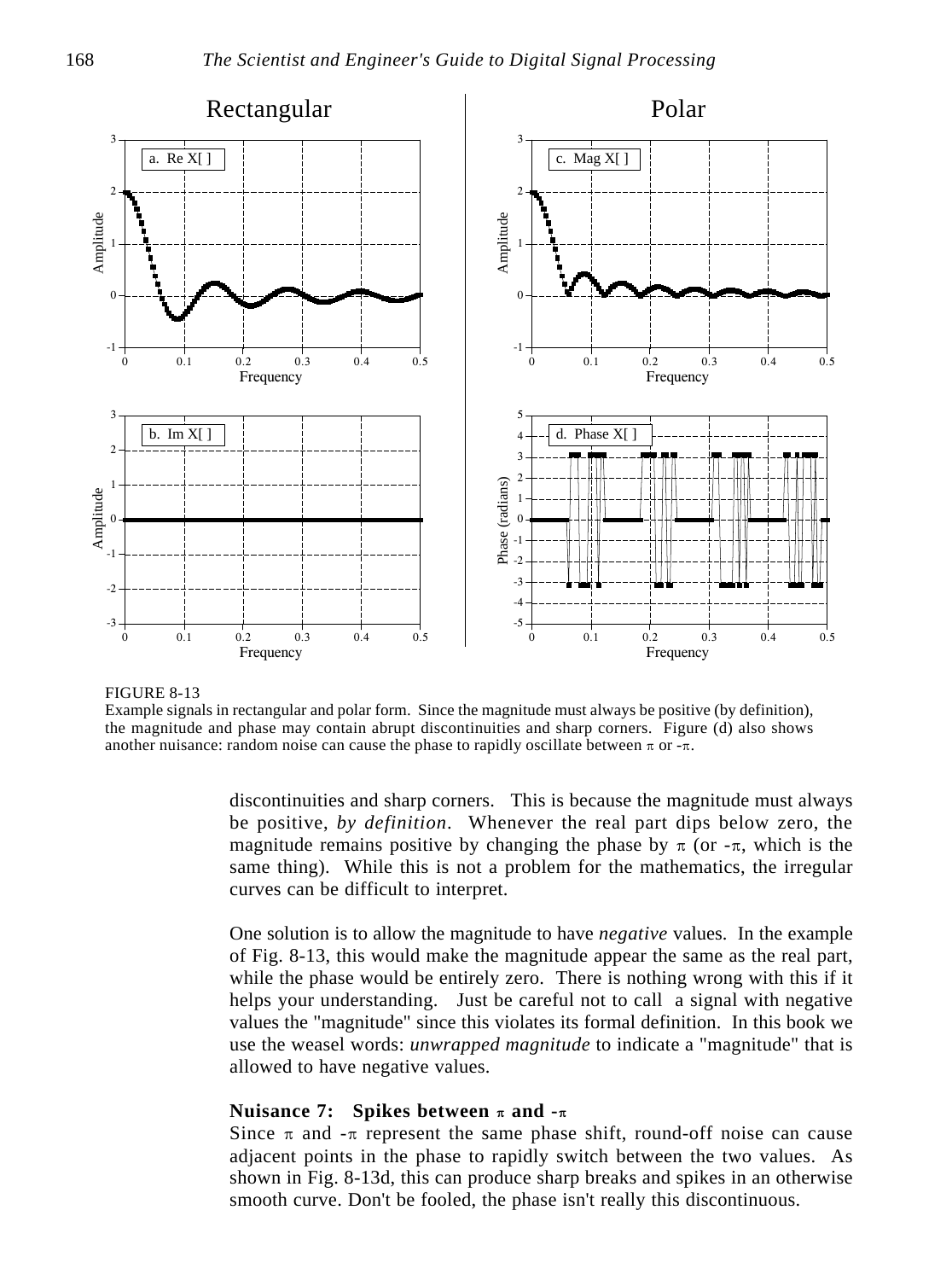Rectangular

a. Re X[ ]

Amplitude

Frequency

b. Im X[ ]

Amplitude

Frequency

Polar

c. Mag X[ ]

Amplitude

Frequency

d. Phase X[ ]

Phase (radians)

Frequency

FIGURE 8-13
Example signals in rectangular and polar form. Since the magnitude must always be positive (by definition), the magnitude and phase may contain abrupt discontinuities and sharp corners. Figure (d) also shows another nuisance: random noise can cause the phase to rapidly oscillate between $\pi$ or $-\pi$.

discontinuities and sharp corners. This is because the magnitude must always be positive, *by definition*. Whenever the real part dips below zero, the magnitude remains positive by changing the phase by $\pi$ (or $-\pi$, which is the same thing). While this is not a problem for the mathematics, the irregular curves can be difficult to interpret.

One solution is to allow the magnitude to have *negative* values. In the example of Fig. 8-13, this would make the magnitude appear the same as the real part, while the phase would be entirely zero. There is nothing wrong with this if it helps your understanding. Just be careful not to call a signal with negative values the "magnitude" since this violates its formal definition. In this book we use the weasel words: *unwrapped magnitude* to indicate a "magnitude" that is allowed to have negative values.

**Nuisance 7: Spikes between $\pi$ and $-\pi$**

Since $\pi$ and $-\pi$ represent the same phase shift, round-off noise can cause adjacent points in the phase to rapidly switch between the two values. As shown in Fig. 8-13d, this can produce sharp breaks and spikes in an otherwise smooth curve. Don't be fooled, the phase isn't really this discontinuous.